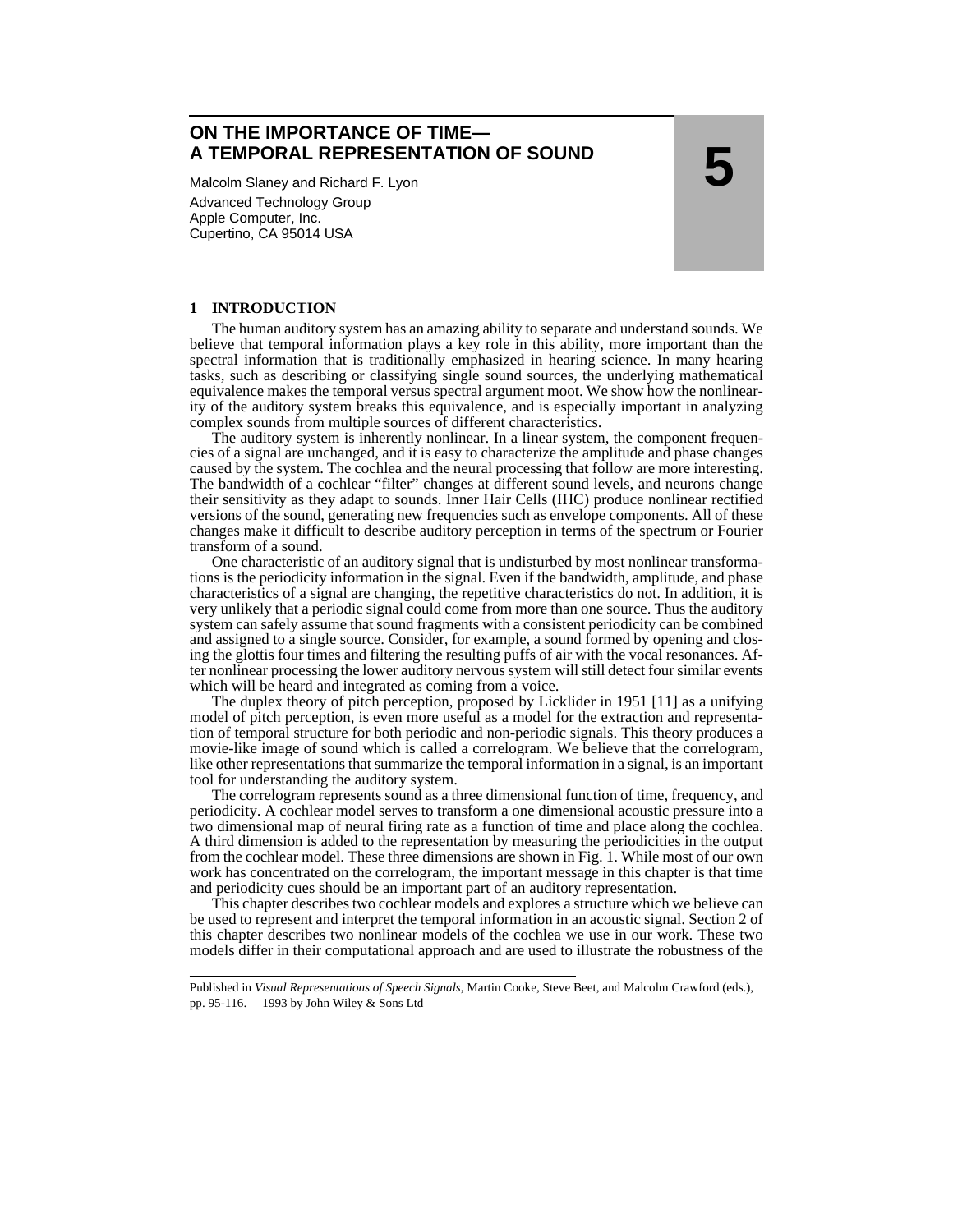# ON THE IMPORTANCE OF TIME— A TEMPORAL REPRESENTATION OF SOUND

Malcolm Slaney and Richard F. Lyon

Advanced Technology Group
Apple Computer, Inc.
Cupertino, CA 95014 USA

5

## 1 INTRODUCTION

The human auditory system has an amazing ability to separate and understand sounds. We believe that temporal information plays a key role in this ability, more important than the spectral information that is traditionally emphasized in hearing science. In many hearing tasks, such as describing or classifying single sound sources, the underlying mathematical equivalence makes the temporal versus spectral argument moot. We show how the nonlinearity of the auditory system breaks this equivalence, and is especially important in analyzing complex sounds from multiple sources of different characteristics.

The auditory system is inherently nonlinear. In a linear system, the component frequencies of a signal are unchanged, and it is easy to characterize the amplitude and phase changes caused by the system. The cochlea and the neural processing that follow are more interesting. The bandwidth of a cochlear "filter" changes at different sound levels, and neurons change their sensitivity as they adapt to sounds. Inner Hair Cells (IHC) produce nonlinear rectified versions of the sound, generating new frequencies such as envelope components. All of these changes make it difficult to describe auditory perception in terms of the spectrum or Fourier transform of a sound.

One characteristic of an auditory signal that is undisturbed by most nonlinear transformations is the periodicity information in the signal. Even if the bandwidth, amplitude, and phase characteristics of a signal are changing, the repetitive characteristics do not. In addition, it is very unlikely that a periodic signal could come from more than one source. Thus the auditory system can safely assume that sound fragments with a consistent periodicity can be combined and assigned to a single source. Consider, for example, a sound formed by opening and closing the glottis four times and filtering the resulting puffs of air with the vocal resonances. After nonlinear processing the lower auditory nervous system will still detect four similar events which will be heard and integrated as coming from a voice.

The duplex theory of pitch perception, proposed by Licklider in 1951 [11] as a unifying model of pitch perception, is even more useful as a model for the extraction and representation of temporal structure for both periodic and non-periodic signals. This theory produces a movie-like image of sound which is called a correlogram. We believe that the correlogram, like other representations that summarize the temporal information in a signal, is an important tool for understanding the auditory system.

The correlogram represents sound as a three dimensional function of time, frequency, and periodicity. A cochlear model serves to transform a one dimensional acoustic pressure into a two dimensional map of neural firing rate as a function of time and place along the cochlea. A third dimension is added to the representation by measuring the periodicities in the output from the cochlear model. These three dimensions are shown in Fig. 1. While most of our own work has concentrated on the correlogram, the important message in this chapter is that time and periodicity cues should be an important part of an auditory representation.

This chapter describes two cochlear models and explores a structure which we believe can be used to represent and interpret the temporal information in an acoustic signal. Section 2 of this chapter describes two nonlinear models of the cochlea we use in our work. These two models differ in their computational approach and are used to illustrate the robustness of the

---

Published in *Visual Representations of Speech Signals*, Martin Cooke, Steve Beet, and Malcolm Crawford (eds.), pp. 95-116. 1993 by John Wiley & Sons Ltd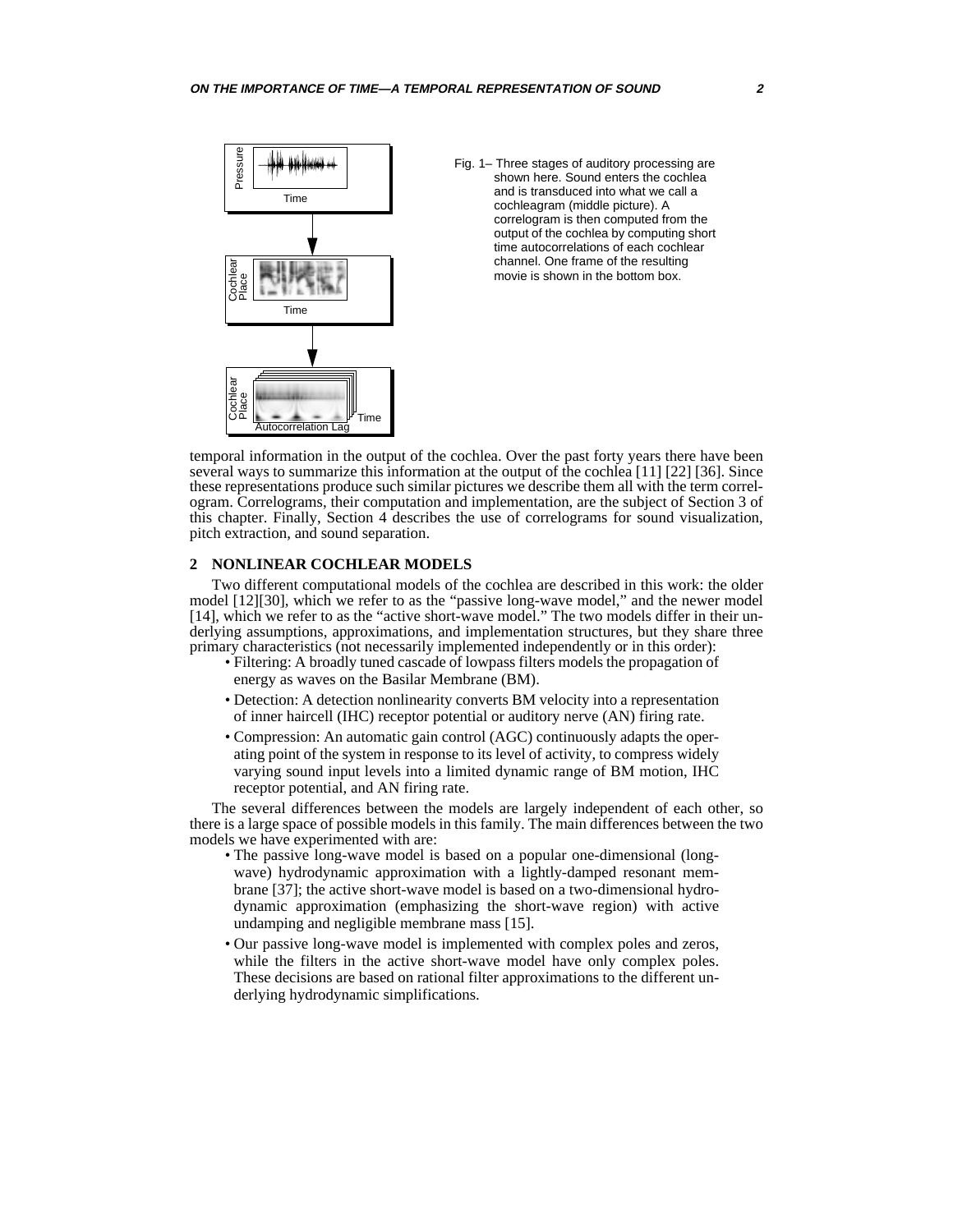Fig. 1– Three stages of auditory processing are shown here. Sound enters the cochlea and is transduced into what we call a cochleagram (middle picture). A correlogram is then computed from the output of the cochlea by computing short time autocorrelations of each cochlear channel. One frame of the resulting movie is shown in the bottom box.

temporal information in the output of the cochlea. Over the past forty years there have been several ways to summarize this information at the output of the cochlea [11] [22] [36]. Since these representations produce such similar pictures we describe them all with the term correlogram. Correlograms, their computation and implementation, are the subject of Section 3 of this chapter. Finally, Section 4 describes the use of correlograms for sound visualization, pitch extraction, and sound separation.

## 2 NONLINEAR COCHLEAR MODELS

Two different computational models of the cochlea are described in this work: the older model [12][30], which we refer to as the "passive long-wave model," and the newer model [14], which we refer to as the "active short-wave model." The two models differ in their underlying assumptions, approximations, and implementation structures, but they share three primary characteristics (not necessarily implemented independently or in this order):

- Filtering: A broadly tuned cascade of lowpass filters models the propagation of energy as waves on the Basilar Membrane (BM).
- Detection: A detection nonlinearity converts BM velocity into a representation of inner haircell (IHC) receptor potential or auditory nerve (AN) firing rate.
- Compression: An automatic gain control (AGC) continuously adapts the operating point of the system in response to its level of activity, to compress widely varying sound input levels into a limited dynamic range of BM motion, IHC receptor potential, and AN firing rate.

The several differences between the models are largely independent of each other, so there is a large space of possible models in this family. The main differences between the two models we have experimented with are:

- The passive long-wave model is based on a popular one-dimensional (long-wave) hydrodynamic approximation with a lightly-damped resonant membrane [37]; the active short-wave model is based on a two-dimensional hydrodynamic approximation (emphasizing the short-wave region) with active undamping and negligible membrane mass [15].
- Our passive long-wave model is implemented with complex poles and zeros, while the filters in the active short-wave model have only complex poles. These decisions are based on rational filter approximations to the different underlying hydrodynamic simplifications.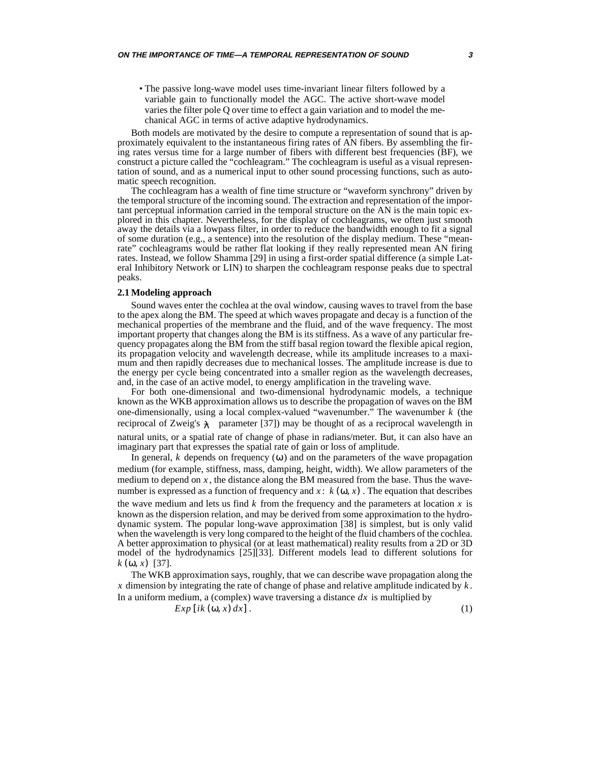- The passive long-wave model uses time-invariant linear filters followed by a variable gain to functionally model the AGC. The active short-wave model varies the filter pole Q over time to effect a gain variation and to model the mechanical AGC in terms of active adaptive hydrodynamics.

Both models are motivated by the desire to compute a representation of sound that is approximately equivalent to the instantaneous firing rates of AN fibers. By assembling the firing rates versus time for a large number of fibers with different best frequencies (BF), we construct a picture called the "cochleagram." The cochleagram is useful as a visual representation of sound, and as a numerical input to other sound processing functions, such as automatic speech recognition.

The cochleagram has a wealth of fine time structure or "waveform synchrony" driven by the temporal structure of the incoming sound. The extraction and representation of the important perceptual information carried in the temporal structure on the AN is the main topic explored in this chapter. Nevertheless, for the display of cochleagrams, we often just smooth away the details via a lowpass filter, in order to reduce the bandwidth enough to fit a signal of some duration (e.g., a sentence) into the resolution of the display medium. These "mean-rate" cochleagrams would be rather flat looking if they really represented mean AN firing rates. Instead, we follow Shamma [29] in using a first-order spatial difference (a simple Lateral Inhibitory Network or LIN) to sharpen the cochleagram response peaks due to spectral peaks.

### 2.1 Modeling approach

Sound waves enter the cochlea at the oval window, causing waves to travel from the base to the apex along the BM. The speed at which waves propagate and decay is a function of the mechanical properties of the membrane and the fluid, and of the wave frequency. The most important property that changes along the BM is its stiffness. As a wave of any particular frequency propagates along the BM from the stiff basal region toward the flexible apical region, its propagation velocity and wavelength decrease, while its amplitude increases to a maximum and then rapidly decreases due to mechanical losses. The amplitude increase is due to the energy per cycle being concentrated into a smaller region as the wavelength decreases, and, in the case of an active model, to energy amplification in the traveling wave.

For both one-dimensional and two-dimensional hydrodynamic models, a technique known as the WKB approximation allows us to describe the propagation of waves on the BM one-dimensionally, using a local complex-valued "wavenumber." The wavenumber $k$ (the reciprocal of Zweig's $\lambda$ parameter [37]) may be thought of as a reciprocal wavelength in natural units, or a spatial rate of change of phase in radians/meter. But, it can also have an imaginary part that expresses the spatial rate of gain or loss of amplitude.

In general, $k$ depends on frequency ($\omega$) and on the parameters of the wave propagation medium (for example, stiffness, mass, damping, height, width). We allow parameters of the medium to depend on $x$, the distance along the BM measured from the base. Thus the wavenumber is expressed as a function of frequency and $x$: $k(\omega, x)$. The equation that describes the wave medium and lets us find $k$ from the frequency and the parameters at location $x$ is known as the dispersion relation, and may be derived from some approximation to the hydrodynamic system. The popular long-wave approximation [38] is simplest, but is only valid when the wavelength is very long compared to the height of the fluid chambers of the cochlea. A better approximation to physical (or at least mathematical) reality results from a 2D or 3D model of the hydrodynamics [25][33]. Different models lead to different solutions for $k(\omega, x)$ [37].

The WKB approximation says, roughly, that we can describe wave propagation along the $x$ dimension by integrating the rate of change of phase and relative amplitude indicated by $k$. In a uniform medium, a (complex) wave traversing a distance $dx$ is multiplied by

$$Exp\,[ik(\omega, x)\,dx]\,. \tag{1}$$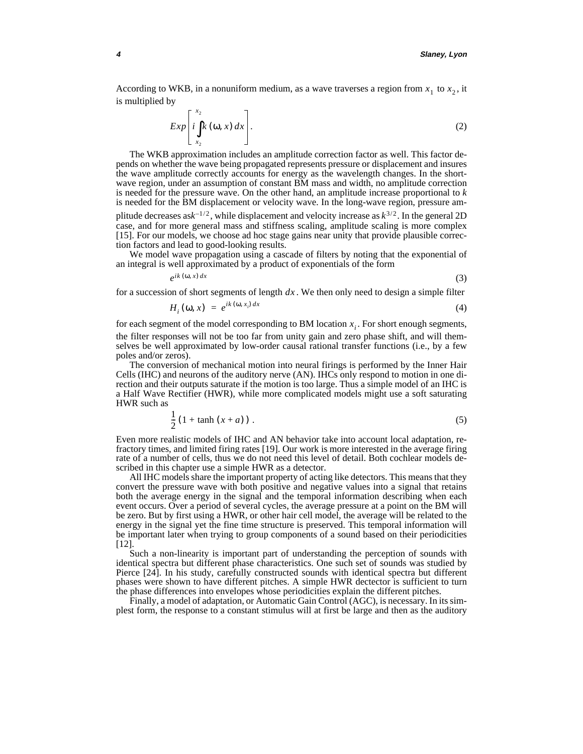According to WKB, in a nonuniform medium, as a wave traverses a region from $x_1$ to $x_2$, it is multiplied by

$$Exp\left[i\int_{x_2}^{x_2} k(\omega, x)\,dx\right]. \tag{2}$$

The WKB approximation includes an amplitude correction factor as well. This factor depends on whether the wave being propagated represents pressure or displacement and insures the wave amplitude correctly accounts for energy as the wavelength changes. In the short-wave region, under an assumption of constant BM mass and width, no amplitude correction is needed for the pressure wave. On the other hand, an amplitude increase proportional to $k$ is needed for the BM displacement or velocity wave. In the long-wave region, pressure amplitude decreases as $k^{-1/2}$, while displacement and velocity increase as $k^{3/2}$. In the general 2D case, and for more general mass and stiffness scaling, amplitude scaling is more complex [15]. For our models, we choose ad hoc stage gains near unity that provide plausible correction factors and lead to good-looking results.

We model wave propagation using a cascade of filters by noting that the exponential of an integral is well approximated by a product of exponentials of the form

$$e^{ik(\omega, x)\,dx} \tag{3}$$

for a succession of short segments of length $dx$. We then only need to design a simple filter

$$H_i(\omega, x) = e^{ik(\omega, x_i)\,dx} \tag{4}$$

for each segment of the model corresponding to BM location $x_i$. For short enough segments, the filter responses will not be too far from unity gain and zero phase shift, and will themselves be well approximated by low-order causal rational transfer functions (i.e., by a few poles and/or zeros).

The conversion of mechanical motion into neural firings is performed by the Inner Hair Cells (IHC) and neurons of the auditory nerve (AN). IHCs only respond to motion in one direction and their outputs saturate if the motion is too large. Thus a simple model of an IHC is a Half Wave Rectifier (HWR), while more complicated models might use a soft saturating HWR such as

$$\frac{1}{2}\left(1 + \tanh\left(x + a\right)\right). \tag{5}$$

Even more realistic models of IHC and AN behavior take into account local adaptation, refractory times, and limited firing rates [19]. Our work is more interested in the average firing rate of a number of cells, thus we do not need this level of detail. Both cochlear models described in this chapter use a simple HWR as a detector.

All IHC models share the important property of acting like detectors. This means that they convert the pressure wave with both positive and negative values into a signal that retains both the average energy in the signal and the temporal information describing when each event occurs. Over a period of several cycles, the average pressure at a point on the BM will be zero. But by first using a HWR, or other hair cell model, the average will be related to the energy in the signal yet the fine time structure is preserved. This temporal information will be important later when trying to group components of a sound based on their periodicities [12].

Such a non-linearity is important part of understanding the perception of sounds with identical spectra but different phase characteristics. One such set of sounds was studied by Pierce [24]. In his study, carefully constructed sounds with identical spectra but different phases were shown to have different pitches. A simple HWR dectector is sufficient to turn the phase differences into envelopes whose periodicities explain the different pitches.

Finally, a model of adaptation, or Automatic Gain Control (AGC), is necessary. In its simplest form, the response to a constant stimulus will at first be large and then as the auditory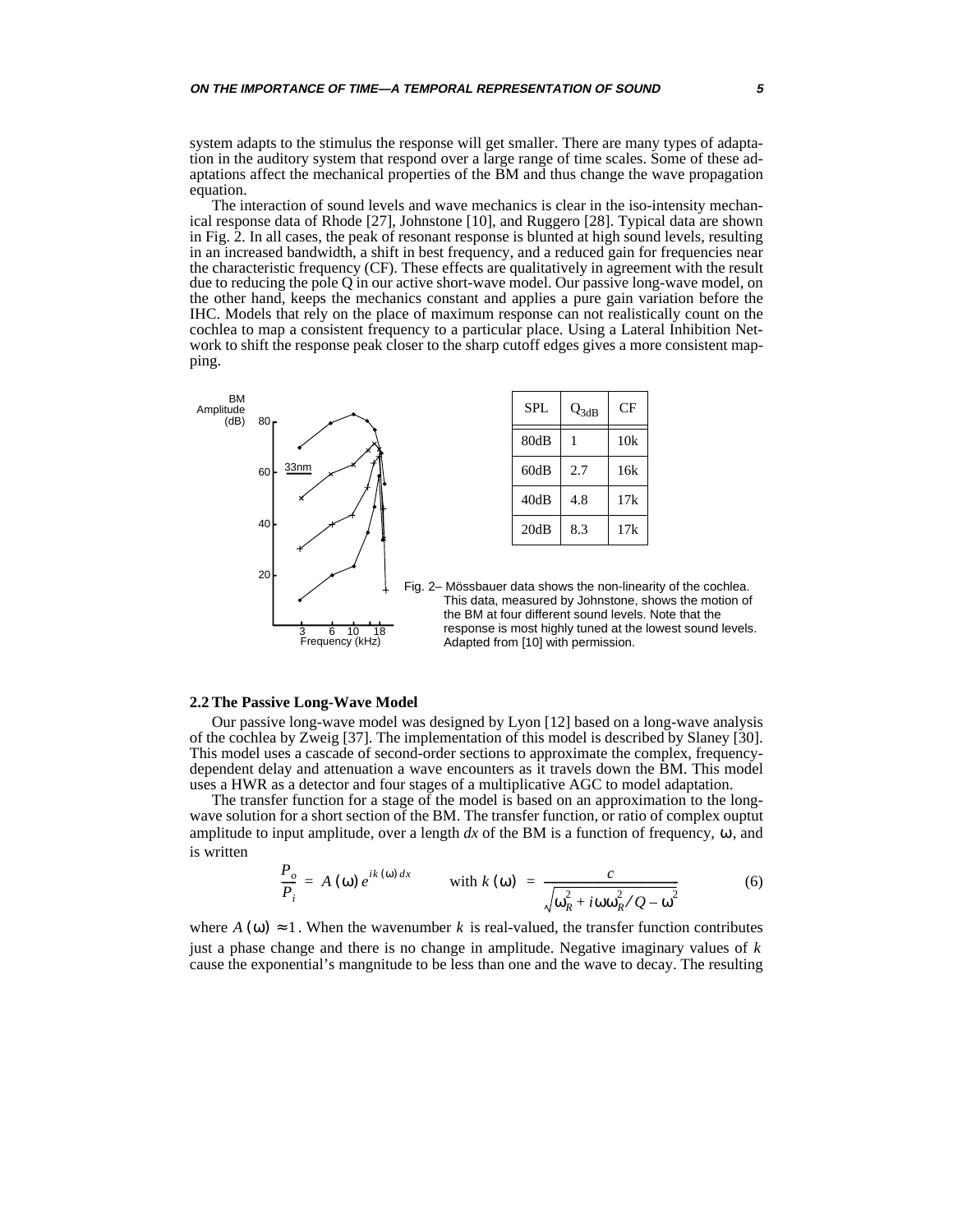system adapts to the stimulus the response will get smaller. There are many types of adaptation in the auditory system that respond over a large range of time scales. Some of these adaptations affect the mechanical properties of the BM and thus change the wave propagation equation.

The interaction of sound levels and wave mechanics is clear in the iso-intensity mechanical response data of Rhode [27], Johnstone [10], and Ruggero [28]. Typical data are shown in Fig. 2. In all cases, the peak of resonant response is blunted at high sound levels, resulting in an increased bandwidth, a shift in best frequency, and a reduced gain for frequencies near the characteristic frequency (CF). These effects are qualitatively in agreement with the result due to reducing the pole Q in our active short-wave model. Our passive long-wave model, on the other hand, keeps the mechanics constant and applies a pure gain variation before the IHC. Models that rely on the place of maximum response can not realistically count on the cochlea to map a consistent frequency to a particular place. Using a Lateral Inhibition Network to shift the response peak closer to the sharp cutoff edges gives a more consistent mapping.

| SPL | $Q_{3dB}$ | CF |
| --- | --- | --- |
| 80dB | 1 | 10k |
| 60dB | 2.7 | 16k |
| 40dB | 4.8 | 17k |
| 20dB | 8.3 | 17k |

Fig. 2– Mössbauer data shows the non-linearity of the cochlea. This data, measured by Johnstone, shows the motion of the BM at four different sound levels. Note that the response is most highly tuned at the lowest sound levels. Adapted from [10] with permission.

## 2.2 The Passive Long-Wave Model

Our passive long-wave model was designed by Lyon [12] based on a long-wave analysis of the cochlea by Zweig [37]. The implementation of this model is described by Slaney [30]. This model uses a cascade of second-order sections to approximate the complex, frequency-dependent delay and attenuation a wave encounters as it travels down the BM. This model uses a HWR as a detector and four stages of a multiplicative AGC to model adaptation.

The transfer function for a stage of the model is based on an approximation to the long-wave solution for a short section of the BM. The transfer function, or ratio of complex ouptut amplitude to input amplitude, over a length $dx$ of the BM is a function of frequency, $\omega$, and is written

$$\frac{P_o}{P_i} = A(\omega)e^{ik(\omega)dx} \qquad \text{with } k(\omega) = \frac{c}{\sqrt{\omega_R^2 + i\omega\omega_R^2/Q - \omega^2}} \tag{6}$$

where $A(\omega) \approx 1$. When the wavenumber $k$ is real-valued, the transfer function contributes just a phase change and there is no change in amplitude. Negative imaginary values of $k$ cause the exponential's mangnitude to be less than one and the wave to decay. The resulting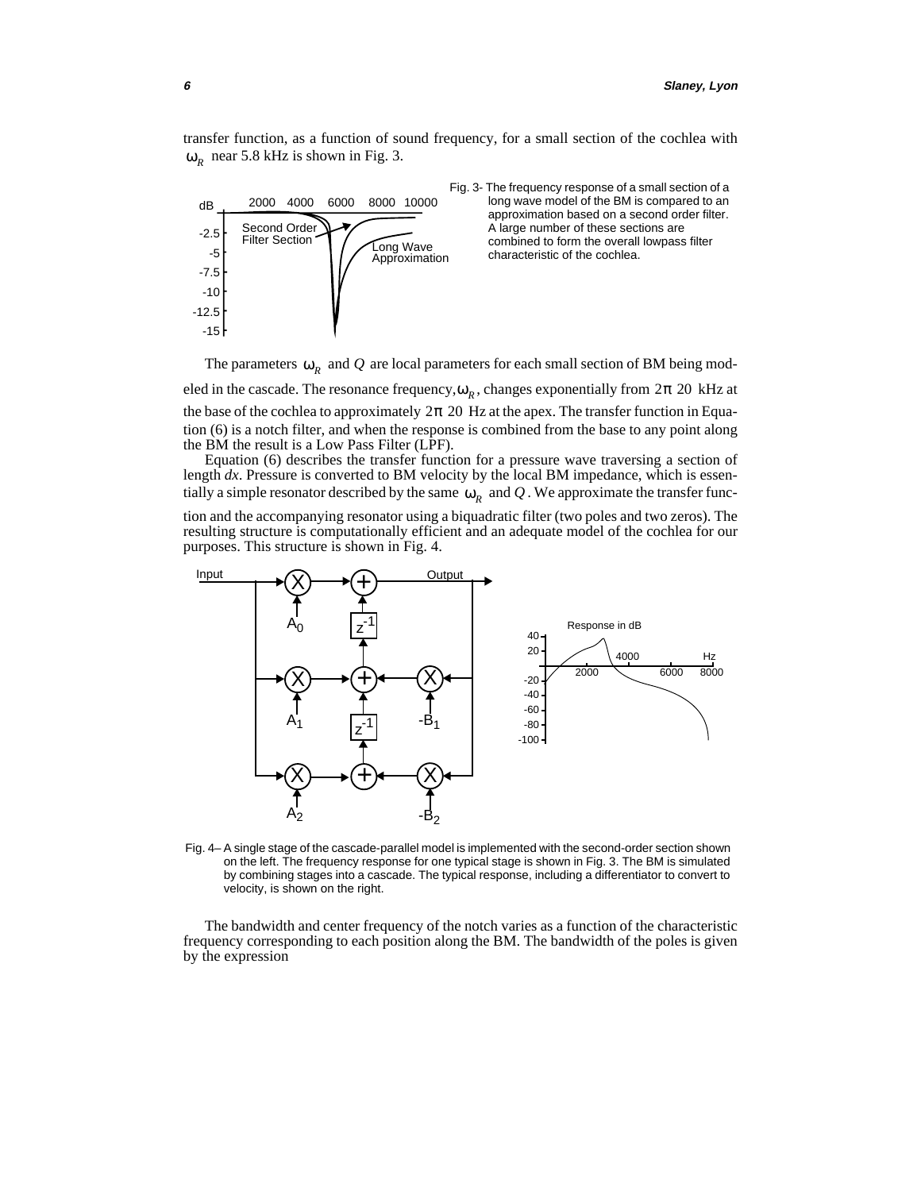transfer function, as a function of sound frequency, for a small section of the cochlea with $\omega_R$ near 5.8 kHz is shown in Fig. 3.

Fig. 3- The frequency response of a small section of a long wave model of the BM is compared to an approximation based on a second order filter. A large number of these sections are combined to form the overall lowpass filter characteristic of the cochlea.

The parameters $\omega_R$ and $Q$ are local parameters for each small section of BM being modeled in the cascade. The resonance frequency, $\omega_R$, changes exponentially from $2\pi\ 20$ kHz at the base of the cochlea to approximately $2\pi\ 20$ Hz at the apex. The transfer function in Equation (6) is a notch filter, and when the response is combined from the base to any point along the BM the result is a Low Pass Filter (LPF).

Equation (6) describes the transfer function for a pressure wave traversing a section of length *dx*. Pressure is converted to BM velocity by the local BM impedance, which is essentially a simple resonator described by the same $\omega_R$ and $Q$. We approximate the transfer function and the accompanying resonator using a biquadratic filter (two poles and two zeros). The resulting structure is computationally efficient and an adequate model of the cochlea for our purposes. This structure is shown in Fig. 4.

Fig. 4– A single stage of the cascade-parallel model is implemented with the second-order section shown on the left. The frequency response for one typical stage is shown in Fig. 3. The BM is simulated by combining stages into a cascade. The typical response, including a differentiator to convert to velocity, is shown on the right.

The bandwidth and center frequency of the notch varies as a function of the characteristic frequency corresponding to each position along the BM. The bandwidth of the poles is given by the expression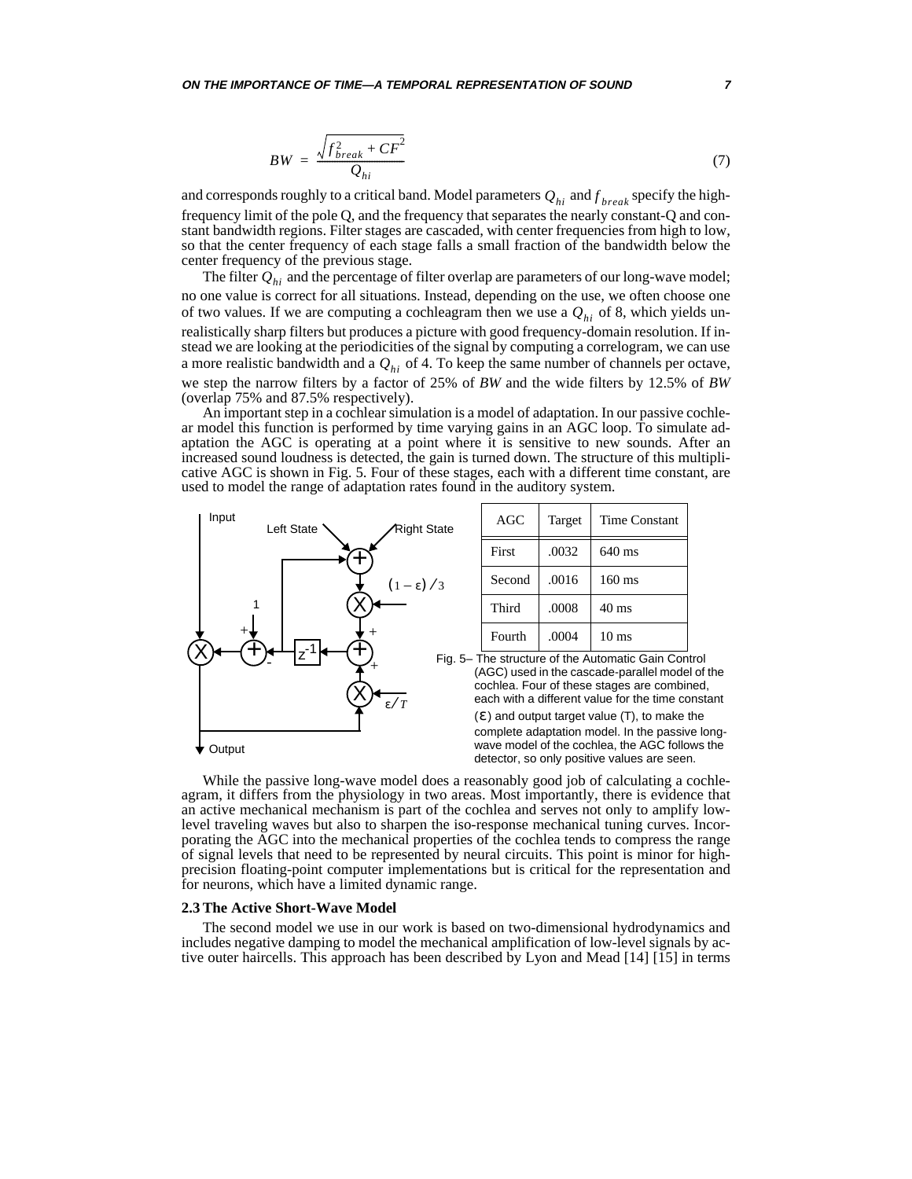$$BW = \frac{\sqrt{f_{break}^2 + CF^2}}{Q_{hi}} \tag{7}$$

and corresponds roughly to a critical band. Model parameters $Q_{hi}$ and $f_{break}$ specify the high-frequency limit of the pole Q, and the frequency that separates the nearly constant-Q and constant bandwidth regions. Filter stages are cascaded, with center frequencies from high to low, so that the center frequency of each stage falls a small fraction of the bandwidth below the center frequency of the previous stage.

The filter $Q_{hi}$ and the percentage of filter overlap are parameters of our long-wave model; no one value is correct for all situations. Instead, depending on the use, we often choose one of two values. If we are computing a cochleagram then we use a $Q_{hi}$ of 8, which yields unrealistically sharp filters but produces a picture with good frequency-domain resolution. If instead we are looking at the periodicities of the signal by computing a correlogram, we can use a more realistic bandwidth and a $Q_{hi}$ of 4. To keep the same number of channels per octave, we step the narrow filters by a factor of 25% of *BW* and the wide filters by 12.5% of *BW* (overlap 75% and 87.5% respectively).

An important step in a cochlear simulation is a model of adaptation. In our passive cochlear model this function is performed by time varying gains in an AGC loop. To simulate adaptation the AGC is operating at a point where it is sensitive to new sounds. After an increased sound loudness is detected, the gain is turned down. The structure of this multiplicative AGC is shown in Fig. 5. Four of these stages, each with a different time constant, are used to model the range of adaptation rates found in the auditory system.

| AGC | Target | Time Constant |
|---|---|---|
| First | .0032 | 640 ms |
| Second | .0016 | 160 ms |
| Third | .0008 | 40 ms |
| Fourth | .0004 | 10 ms |

Fig. 5– The structure of the Automatic Gain Control (AGC) used in the cascade-parallel model of the cochlea. Four of these stages are combined, each with a different value for the time constant ($\varepsilon$) and output target value (T), to make the complete adaptation model. In the passive long-wave model of the cochlea, the AGC follows the detector, so only positive values are seen.

While the passive long-wave model does a reasonably good job of calculating a cochleagram, it differs from the physiology in two areas. Most importantly, there is evidence that an active mechanical mechanism is part of the cochlea and serves not only to amplify low-level traveling waves but also to sharpen the iso-response mechanical tuning curves. Incorporating the AGC into the mechanical properties of the cochlea tends to compress the range of signal levels that need to be represented by neural circuits. This point is minor for high-precision floating-point computer implementations but is critical for the representation and for neurons, which have a limited dynamic range.

### 2.3 The Active Short-Wave Model

The second model we use in our work is based on two-dimensional hydrodynamics and includes negative damping to model the mechanical amplification of low-level signals by active outer haircells. This approach has been described by Lyon and Mead [14] [15] in terms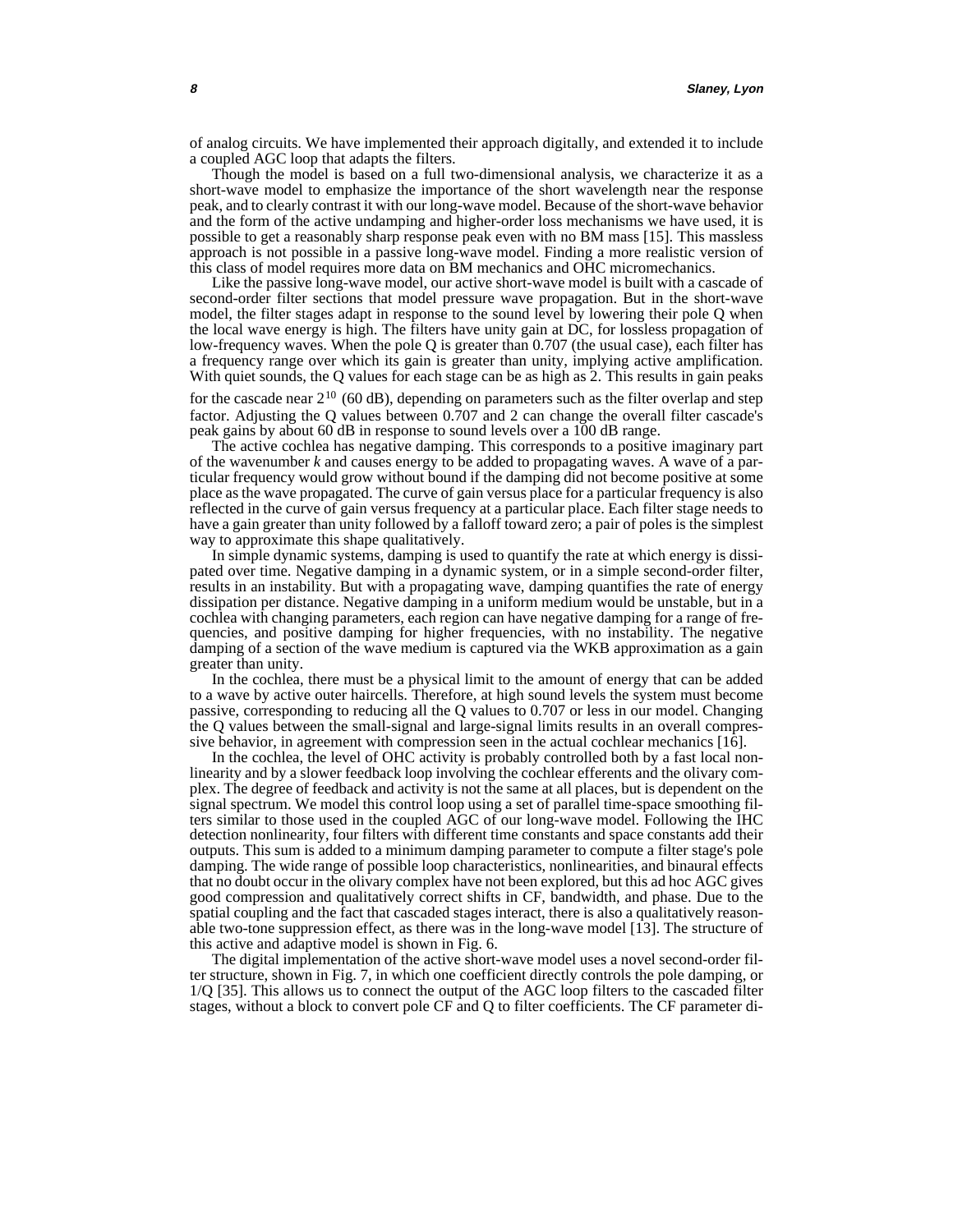of analog circuits. We have implemented their approach digitally, and extended it to include a coupled AGC loop that adapts the filters.

Though the model is based on a full two-dimensional analysis, we characterize it as a short-wave model to emphasize the importance of the short wavelength near the response peak, and to clearly contrast it with our long-wave model. Because of the short-wave behavior and the form of the active undamping and higher-order loss mechanisms we have used, it is possible to get a reasonably sharp response peak even with no BM mass [15]. This massless approach is not possible in a passive long-wave model. Finding a more realistic version of this class of model requires more data on BM mechanics and OHC micromechanics.

Like the passive long-wave model, our active short-wave model is built with a cascade of second-order filter sections that model pressure wave propagation. But in the short-wave model, the filter stages adapt in response to the sound level by lowering their pole Q when the local wave energy is high. The filters have unity gain at DC, for lossless propagation of low-frequency waves. When the pole Q is greater than 0.707 (the usual case), each filter has a frequency range over which its gain is greater than unity, implying active amplification. With quiet sounds, the Q values for each stage can be as high as 2. This results in gain peaks for the cascade near $2^{10}$ (60 dB), depending on parameters such as the filter overlap and step factor. Adjusting the Q values between 0.707 and 2 can change the overall filter cascade's peak gains by about 60 dB in response to sound levels over a 100 dB range.

The active cochlea has negative damping. This corresponds to a positive imaginary part of the wavenumber $k$ and causes energy to be added to propagating waves. A wave of a particular frequency would grow without bound if the damping did not become positive at some place as the wave propagated. The curve of gain versus place for a particular frequency is also reflected in the curve of gain versus frequency at a particular place. Each filter stage needs to have a gain greater than unity followed by a falloff toward zero; a pair of poles is the simplest way to approximate this shape qualitatively.

In simple dynamic systems, damping is used to quantify the rate at which energy is dissipated over time. Negative damping in a dynamic system, or in a simple second-order filter, results in an instability. But with a propagating wave, damping quantifies the rate of energy dissipation per distance. Negative damping in a uniform medium would be unstable, but in a cochlea with changing parameters, each region can have negative damping for a range of frequencies, and positive damping for higher frequencies, with no instability. The negative damping of a section of the wave medium is captured via the WKB approximation as a gain greater than unity.

In the cochlea, there must be a physical limit to the amount of energy that can be added to a wave by active outer haircells. Therefore, at high sound levels the system must become passive, corresponding to reducing all the Q values to 0.707 or less in our model. Changing the Q values between the small-signal and large-signal limits results in an overall compressive behavior, in agreement with compression seen in the actual cochlear mechanics [16].

In the cochlea, the level of OHC activity is probably controlled both by a fast local nonlinearity and by a slower feedback loop involving the cochlear efferents and the olivary complex. The degree of feedback and activity is not the same at all places, but is dependent on the signal spectrum. We model this control loop using a set of parallel time-space smoothing filters similar to those used in the coupled AGC of our long-wave model. Following the IHC detection nonlinearity, four filters with different time constants and space constants add their outputs. This sum is added to a minimum damping parameter to compute a filter stage's pole damping. The wide range of possible loop characteristics, nonlinearities, and binaural effects that no doubt occur in the olivary complex have not been explored, but this ad hoc AGC gives good compression and qualitatively correct shifts in CF, bandwidth, and phase. Due to the spatial coupling and the fact that cascaded stages interact, there is also a qualitatively reasonable two-tone suppression effect, as there was in the long-wave model [13]. The structure of this active and adaptive model is shown in Fig. 6.

The digital implementation of the active short-wave model uses a novel second-order filter structure, shown in Fig. 7, in which one coefficient directly controls the pole damping, or 1/Q [35]. This allows us to connect the output of the AGC loop filters to the cascaded filter stages, without a block to convert pole CF and Q to filter coefficients. The CF parameter di-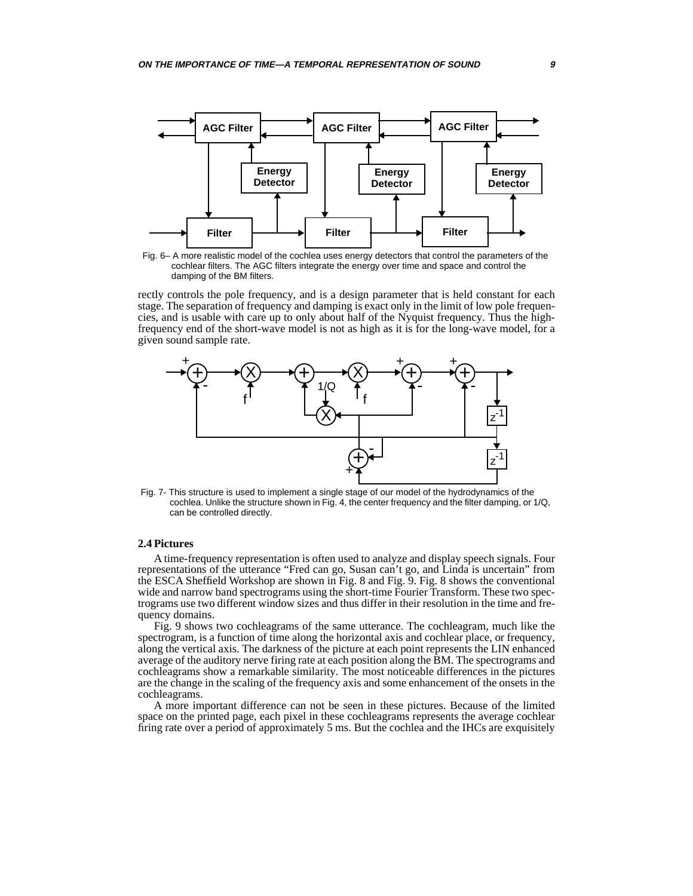Fig. 6– A more realistic model of the cochlea uses energy detectors that control the parameters of the cochlear filters. The AGC filters integrate the energy over time and space and control the damping of the BM filters.

rectly controls the pole frequency, and is a design parameter that is held constant for each stage. The separation of frequency and damping is exact only in the limit of low pole frequencies, and is usable with care up to only about half of the Nyquist frequency. Thus the high-frequency end of the short-wave model is not as high as it is for the long-wave model, for a given sound sample rate.

Fig. 7- This structure is used to implement a single stage of our model of the hydrodynamics of the cochlea. Unlike the structure shown in Fig. 4, the center frequency and the filter damping, or 1/Q, can be controlled directly.

### 2.4 Pictures

A time-frequency representation is often used to analyze and display speech signals. Four representations of the utterance "Fred can go, Susan can't go, and Linda is uncertain" from the ESCA Sheffield Workshop are shown in Fig. 8 and Fig. 9. Fig. 8 shows the conventional wide and narrow band spectrograms using the short-time Fourier Transform. These two spectrograms use two different window sizes and thus differ in their resolution in the time and frequency domains.

Fig. 9 shows two cochleagrams of the same utterance. The cochleagram, much like the spectrogram, is a function of time along the horizontal axis and cochlear place, or frequency, along the vertical axis. The darkness of the picture at each point represents the LIN enhanced average of the auditory nerve firing rate at each position along the BM. The spectrograms and cochleagrams show a remarkable similarity. The most noticeable differences in the pictures are the change in the scaling of the frequency axis and some enhancement of the onsets in the cochleagrams.

A more important difference can not be seen in these pictures. Because of the limited space on the printed page, each pixel in these cochleagrams represents the average cochlear firing rate over a period of approximately 5 ms. But the cochlea and the IHCs are exquisitely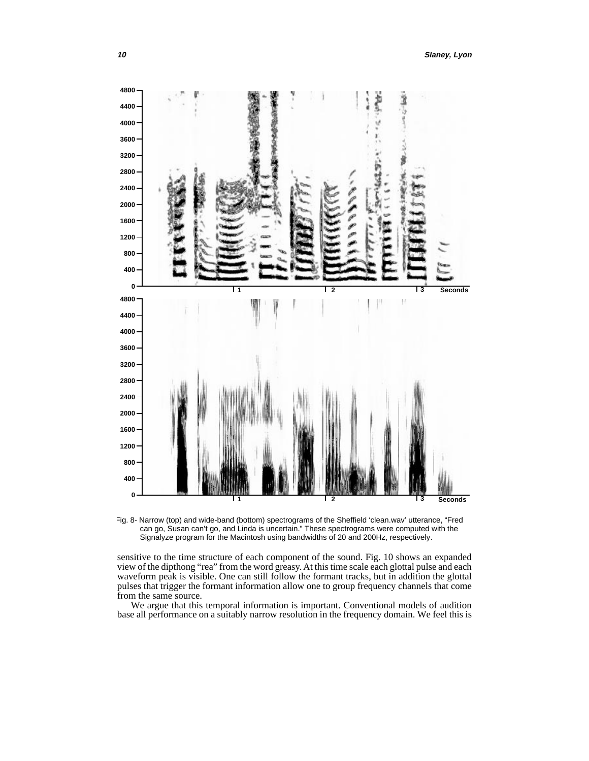Fig. 8- Narrow (top) and wide-band (bottom) spectrograms of the Sheffield 'clean.wav' utterance, "Fred can go, Susan can't go, and Linda is uncertain." These spectrograms were computed with the Signalyze program for the Macintosh using bandwidths of 20 and 200Hz, respectively.

sensitive to the time structure of each component of the sound. Fig. 10 shows an expanded view of the dipthong "rea" from the word greasy. At this time scale each glottal pulse and each waveform peak is visible. One can still follow the formant tracks, but in addition the glottal pulses that trigger the formant information allow one to group frequency channels that come from the same source.

We argue that this temporal information is important. Conventional models of audition base all performance on a suitably narrow resolution in the frequency domain. We feel this is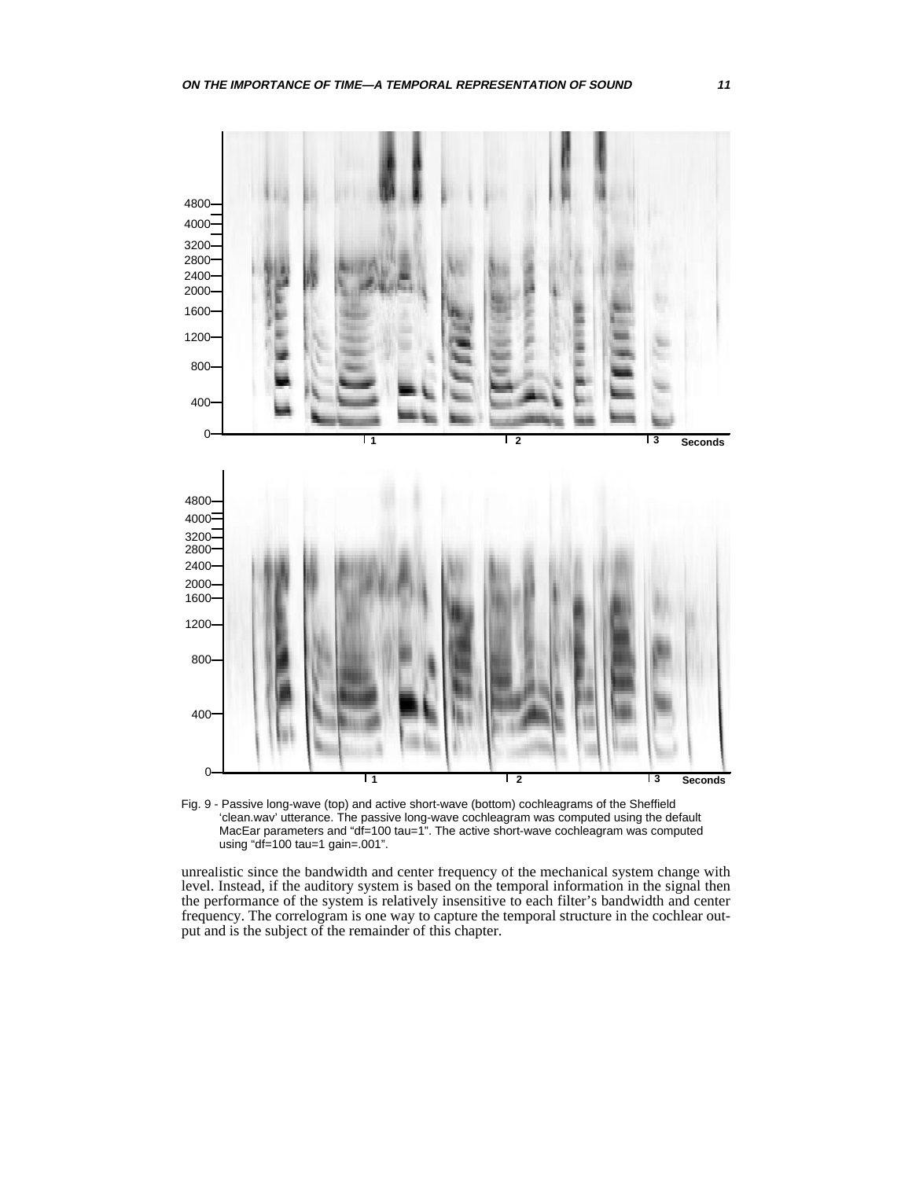Fig. 9 - Passive long-wave (top) and active short-wave (bottom) cochleagrams of the Sheffield 'clean.wav' utterance. The passive long-wave cochleagram was computed using the default MacEar parameters and "df=100 tau=1". The active short-wave cochleagram was computed using "df=100 tau=1 gain=.001".

unrealistic since the bandwidth and center frequency of the mechanical system change with level. Instead, if the auditory system is based on the temporal information in the signal then the performance of the system is relatively insensitive to each filter's bandwidth and center frequency. The correlogram is one way to capture the temporal structure in the cochlear output and is the subject of the remainder of this chapter.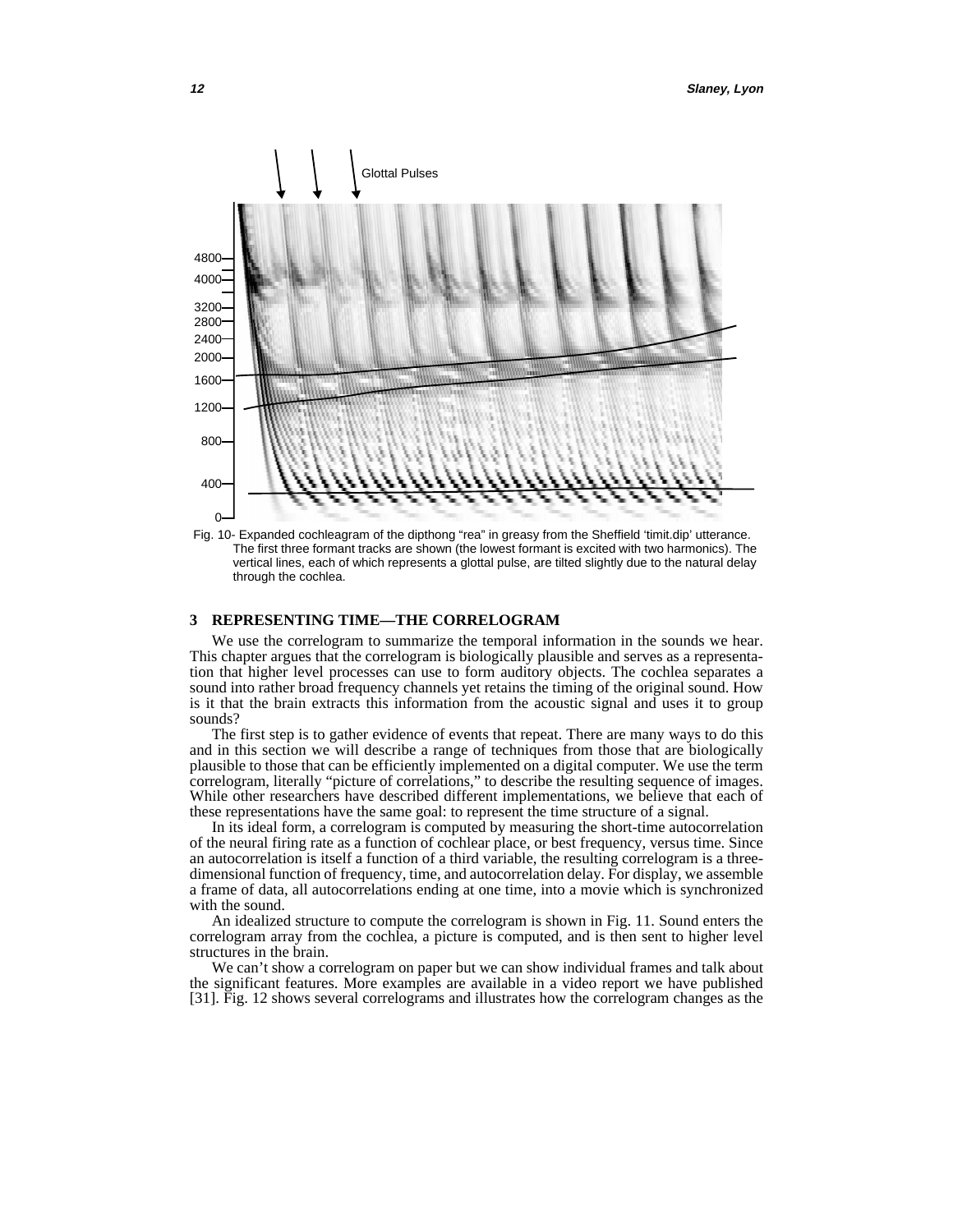Fig. 10- Expanded cochleagram of the dipthong "rea" in greasy from the Sheffield 'timit.dip' utterance. The first three formant tracks are shown (the lowest formant is excited with two harmonics). The vertical lines, each of which represents a glottal pulse, are tilted slightly due to the natural delay through the cochlea.

## 3 REPRESENTING TIME—THE CORRELOGRAM

We use the correlogram to summarize the temporal information in the sounds we hear. This chapter argues that the correlogram is biologically plausible and serves as a representation that higher level processes can use to form auditory objects. The cochlea separates a sound into rather broad frequency channels yet retains the timing of the original sound. How is it that the brain extracts this information from the acoustic signal and uses it to group sounds?

The first step is to gather evidence of events that repeat. There are many ways to do this and in this section we will describe a range of techniques from those that are biologically plausible to those that can be efficiently implemented on a digital computer. We use the term correlogram, literally "picture of correlations," to describe the resulting sequence of images. While other researchers have described different implementations, we believe that each of these representations have the same goal: to represent the time structure of a signal.

In its ideal form, a correlogram is computed by measuring the short-time autocorrelation of the neural firing rate as a function of cochlear place, or best frequency, versus time. Since an autocorrelation is itself a function of a third variable, the resulting correlogram is a three-dimensional function of frequency, time, and autocorrelation delay. For display, we assemble a frame of data, all autocorrelations ending at one time, into a movie which is synchronized with the sound.

An idealized structure to compute the correlogram is shown in Fig. 11. Sound enters the correlogram array from the cochlea, a picture is computed, and is then sent to higher level structures in the brain.

We can't show a correlogram on paper but we can show individual frames and talk about the significant features. More examples are available in a video report we have published [31]. Fig. 12 shows several correlograms and illustrates how the correlogram changes as the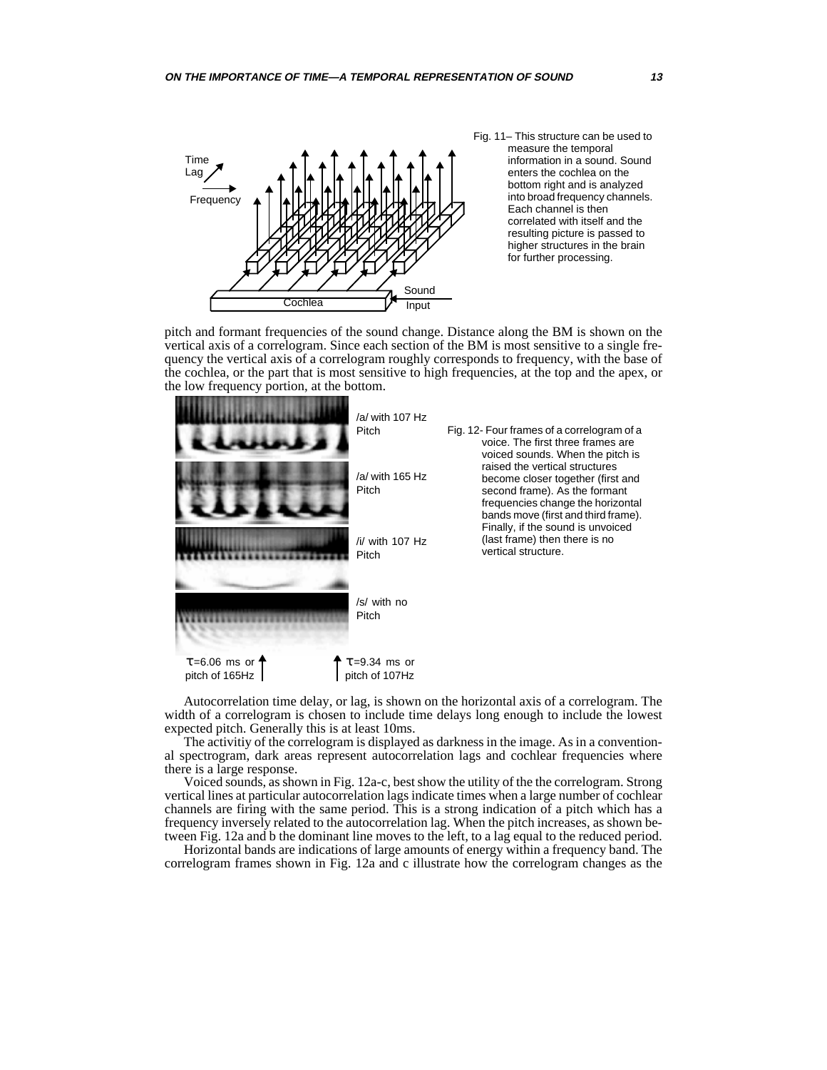Fig. 11– This structure can be used to measure the temporal information in a sound. Sound enters the cochlea on the bottom right and is analyzed into broad frequency channels. Each channel is then correlated with itself and the resulting picture is passed to higher structures in the brain for further processing.

pitch and formant frequencies of the sound change. Distance along the BM is shown on the vertical axis of a correlogram. Since each section of the BM is most sensitive to a single frequency the vertical axis of a correlogram roughly corresponds to frequency, with the base of the cochlea, or the part that is most sensitive to high frequencies, at the top and the apex, or the low frequency portion, at the bottom.

Fig. 12- Four frames of a correlogram of a voice. The first three frames are voiced sounds. When the pitch is raised the vertical structures become closer together (first and second frame). As the formant frequencies change the horizontal bands move (first and third frame). Finally, if the sound is unvoiced (last frame) then there is no vertical structure.

Autocorrelation time delay, or lag, is shown on the horizontal axis of a correlogram. The width of a correlogram is chosen to include time delays long enough to include the lowest expected pitch. Generally this is at least 10ms.

The activitiy of the correlogram is displayed as darkness in the image. As in a conventional spectrogram, dark areas represent autocorrelation lags and cochlear frequencies where there is a large response.

Voiced sounds, as shown in Fig. 12a-c, best show the utility of the the correlogram. Strong vertical lines at particular autocorrelation lags indicate times when a large number of cochlear channels are firing with the same period. This is a strong indication of a pitch which has a frequency inversely related to the autocorrelation lag. When the pitch increases, as shown between Fig. 12a and b the dominant line moves to the left, to a lag equal to the reduced period.

Horizontal bands are indications of large amounts of energy within a frequency band. The correlogram frames shown in Fig. 12a and c illustrate how the correlogram changes as the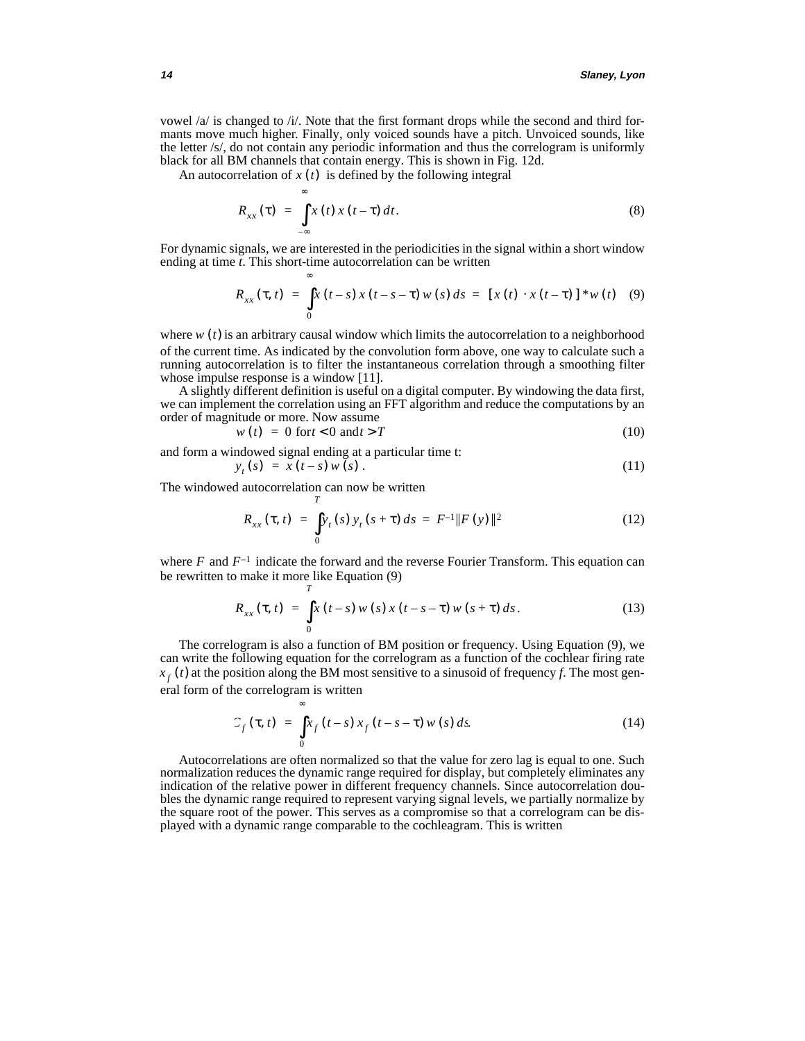vowel /a/ is changed to /i/. Note that the first formant drops while the second and third formants move much higher. Finally, only voiced sounds have a pitch. Unvoiced sounds, like the letter /s/, do not contain any periodic information and thus the correlogram is uniformly black for all BM channels that contain energy. This is shown in Fig. 12d.

An autocorrelation of $x(t)$ is defined by the following integral

$$R_{xx}(\tau) = \int_{-\infty}^{\infty} x(t)\, x(t-\tau)\, dt. \tag{8}$$

For dynamic signals, we are interested in the periodicities in the signal within a short window ending at time *t*. This short-time autocorrelation can be written

$$R_{xx}(\tau, t) = \int_{0}^{\infty} x(t-s)\, x(t-s-\tau)\, w(s)\, ds = [x(t) \cdot x(t-\tau)] * w(t) \tag{9}$$

where $w(t)$ is an arbitrary causal window which limits the autocorrelation to a neighborhood of the current time. As indicated by the convolution form above, one way to calculate such a running autocorrelation is to filter the instantaneous correlation through a smoothing filter whose impulse response is a window [11].

A slightly different definition is useful on a digital computer. By windowing the data first, we can implement the correlation using an FFT algorithm and reduce the computations by an order of magnitude or more. Now assume

$$w(t) = 0 \text{ for } t < 0 \text{ and } t > T \tag{10}$$

and form a windowed signal ending at a particular time t:

$$y_t(s) = x(t-s)\, w(s). \tag{11}$$

The windowed autocorrelation can now be written

$$R_{xx}(\tau, t) = \int_{0}^{T} y_t(s)\, y_t(s+\tau)\, ds = F^{-1} \| F(y) \|^2 \tag{12}$$

where $F$ and $F^{-1}$ indicate the forward and the reverse Fourier Transform. This equation can be rewritten to make it more like Equation (9)

$$R_{xx}(\tau, t) = \int_{0}^{T} x(t-s)\, w(s)\, x(t-s-\tau)\, w(s+\tau)\, ds. \tag{13}$$

The correlogram is also a function of BM position or frequency. Using Equation (9), we can write the following equation for the correlogram as a function of the cochlear firing rate $x_f(t)$ at the position along the BM most sensitive to a sinusoid of frequency *f*. The most general form of the correlogram is written

$$\mathcal{C}_f(\tau, t) = \int_{0}^{\infty} x_f(t-s)\, x_f(t-s-\tau)\, w(s)\, ds. \tag{14}$$

Autocorrelations are often normalized so that the value for zero lag is equal to one. Such normalization reduces the dynamic range required for display, but completely eliminates any indication of the relative power in different frequency channels. Since autocorrelation doubles the dynamic range required to represent varying signal levels, we partially normalize by the square root of the power. This serves as a compromise so that a correlogram can be displayed with a dynamic range comparable to the cochleagram. This is written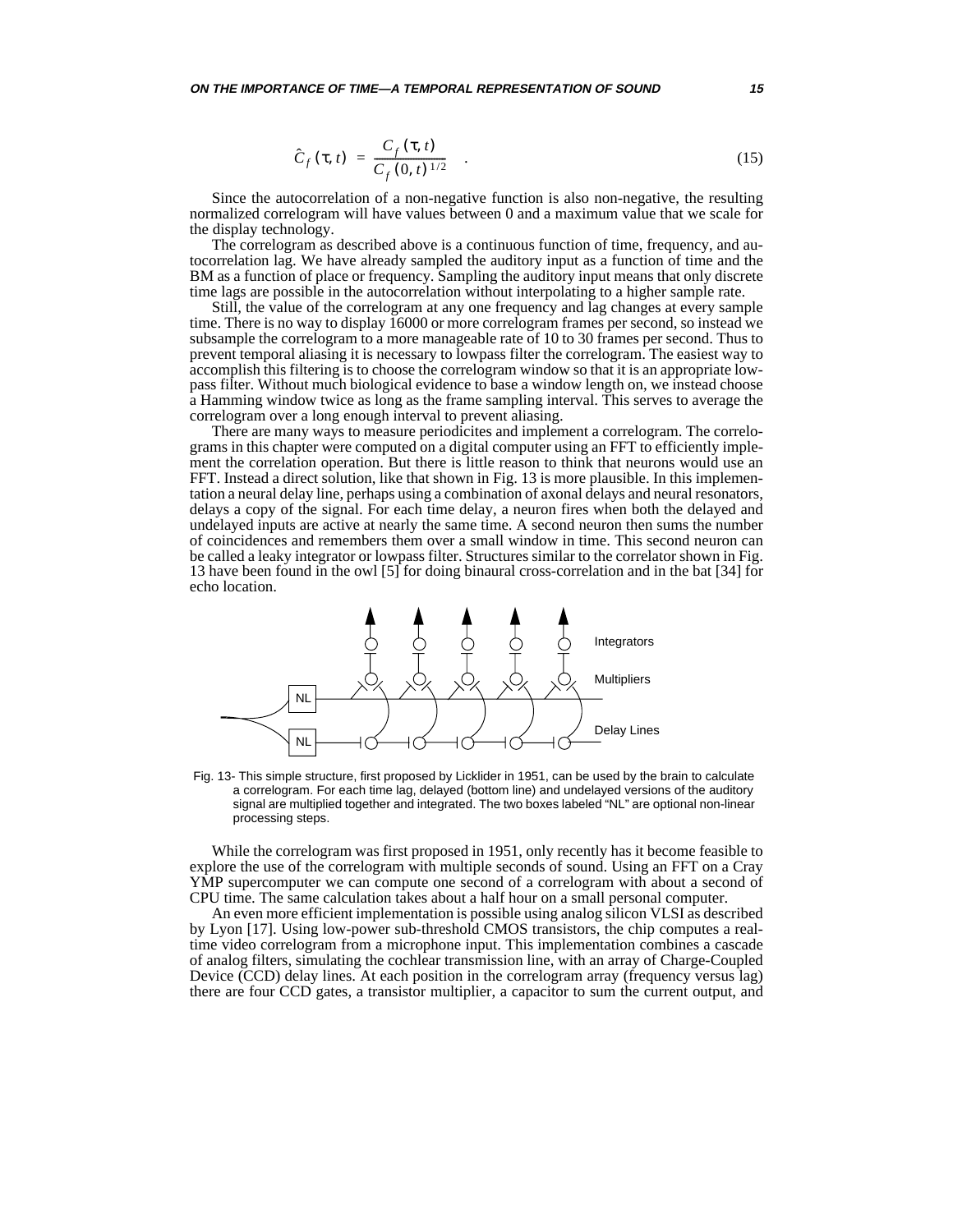$$\hat{C}_f(\tau, t) = \frac{C_f(\tau, t)}{C_f(0, t)^{1/2}} \quad . \tag{15}$$

Since the autocorrelation of a non-negative function is also non-negative, the resulting normalized correlogram will have values between 0 and a maximum value that we scale for the display technology.

The correlogram as described above is a continuous function of time, frequency, and autocorrelation lag. We have already sampled the auditory input as a function of time and the BM as a function of place or frequency. Sampling the auditory input means that only discrete time lags are possible in the autocorrelation without interpolating to a higher sample rate.

Still, the value of the correlogram at any one frequency and lag changes at every sample time. There is no way to display 16000 or more correlogram frames per second, so instead we subsample the correlogram to a more manageable rate of 10 to 30 frames per second. Thus to prevent temporal aliasing it is necessary to lowpass filter the correlogram. The easiest way to accomplish this filtering is to choose the correlogram window so that it is an appropriate lowpass filter. Without much biological evidence to base a window length on, we instead choose a Hamming window twice as long as the frame sampling interval. This serves to average the correlogram over a long enough interval to prevent aliasing.

There are many ways to measure periodicites and implement a correlogram. The correlograms in this chapter were computed on a digital computer using an FFT to efficiently implement the correlation operation. But there is little reason to think that neurons would use an FFT. Instead a direct solution, like that shown in Fig. 13 is more plausible. In this implementation a neural delay line, perhaps using a combination of axonal delays and neural resonators, delays a copy of the signal. For each time delay, a neuron fires when both the delayed and undelayed inputs are active at nearly the same time. A second neuron then sums the number of coincidences and remembers them over a small window in time. This second neuron can be called a leaky integrator or lowpass filter. Structures similar to the correlator shown in Fig. 13 have been found in the owl [5] for doing binaural cross-correlation and in the bat [34] for echo location.

Fig. 13- This simple structure, first proposed by Licklider in 1951, can be used by the brain to calculate a correlogram. For each time lag, delayed (bottom line) and undelayed versions of the auditory signal are multiplied together and integrated. The two boxes labeled "NL" are optional non-linear processing steps.

While the correlogram was first proposed in 1951, only recently has it become feasible to explore the use of the correlogram with multiple seconds of sound. Using an FFT on a Cray YMP supercomputer we can compute one second of a correlogram with about a second of CPU time. The same calculation takes about a half hour on a small personal computer.

An even more efficient implementation is possible using analog silicon VLSI as described by Lyon [17]. Using low-power sub-threshold CMOS transistors, the chip computes a real-time video correlogram from a microphone input. This implementation combines a cascade of analog filters, simulating the cochlear transmission line, with an array of Charge-Coupled Device (CCD) delay lines. At each position in the correlogram array (frequency versus lag) there are four CCD gates, a transistor multiplier, a capacitor to sum the current output, and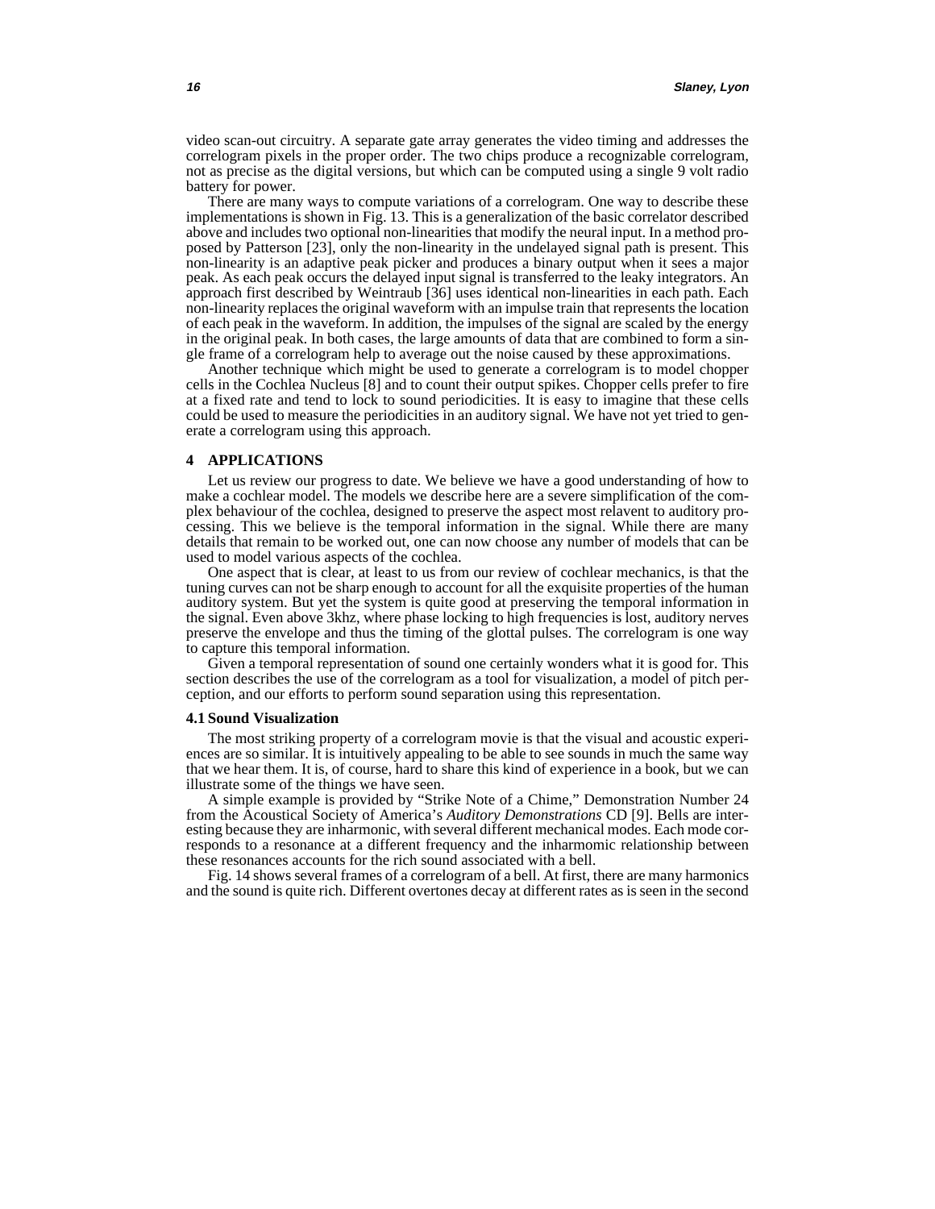video scan-out circuitry. A separate gate array generates the video timing and addresses the correlogram pixels in the proper order. The two chips produce a recognizable correlogram, not as precise as the digital versions, but which can be computed using a single 9 volt radio battery for power.

There are many ways to compute variations of a correlogram. One way to describe these implementations is shown in Fig. 13. This is a generalization of the basic correlator described above and includes two optional non-linearities that modify the neural input. In a method proposed by Patterson [23], only the non-linearity in the undelayed signal path is present. This non-linearity is an adaptive peak picker and produces a binary output when it sees a major peak. As each peak occurs the delayed input signal is transferred to the leaky integrators. An approach first described by Weintraub [36] uses identical non-linearities in each path. Each non-linearity replaces the original waveform with an impulse train that represents the location of each peak in the waveform. In addition, the impulses of the signal are scaled by the energy in the original peak. In both cases, the large amounts of data that are combined to form a single frame of a correlogram help to average out the noise caused by these approximations.

Another technique which might be used to generate a correlogram is to model chopper cells in the Cochlea Nucleus [8] and to count their output spikes. Chopper cells prefer to fire at a fixed rate and tend to lock to sound periodicities. It is easy to imagine that these cells could be used to measure the periodicities in an auditory signal. We have not yet tried to generate a correlogram using this approach.

## 4 APPLICATIONS

Let us review our progress to date. We believe we have a good understanding of how to make a cochlear model. The models we describe here are a severe simplification of the complex behaviour of the cochlea, designed to preserve the aspect most relavent to auditory processing. This we believe is the temporal information in the signal. While there are many details that remain to be worked out, one can now choose any number of models that can be used to model various aspects of the cochlea.

One aspect that is clear, at least to us from our review of cochlear mechanics, is that the tuning curves can not be sharp enough to account for all the exquisite properties of the human auditory system. But yet the system is quite good at preserving the temporal information in the signal. Even above 3khz, where phase locking to high frequencies is lost, auditory nerves preserve the envelope and thus the timing of the glottal pulses. The correlogram is one way to capture this temporal information.

Given a temporal representation of sound one certainly wonders what it is good for. This section describes the use of the correlogram as a tool for visualization, a model of pitch perception, and our efforts to perform sound separation using this representation.

### 4.1 Sound Visualization

The most striking property of a correlogram movie is that the visual and acoustic experiences are so similar. It is intuitively appealing to be able to see sounds in much the same way that we hear them. It is, of course, hard to share this kind of experience in a book, but we can illustrate some of the things we have seen.

A simple example is provided by "Strike Note of a Chime," Demonstration Number 24 from the Acoustical Society of America's *Auditory Demonstrations* CD [9]. Bells are interesting because they are inharmonic, with several different mechanical modes. Each mode corresponds to a resonance at a different frequency and the inharmomic relationship between these resonances accounts for the rich sound associated with a bell.

Fig. 14 shows several frames of a correlogram of a bell. At first, there are many harmonics and the sound is quite rich. Different overtones decay at different rates as is seen in the second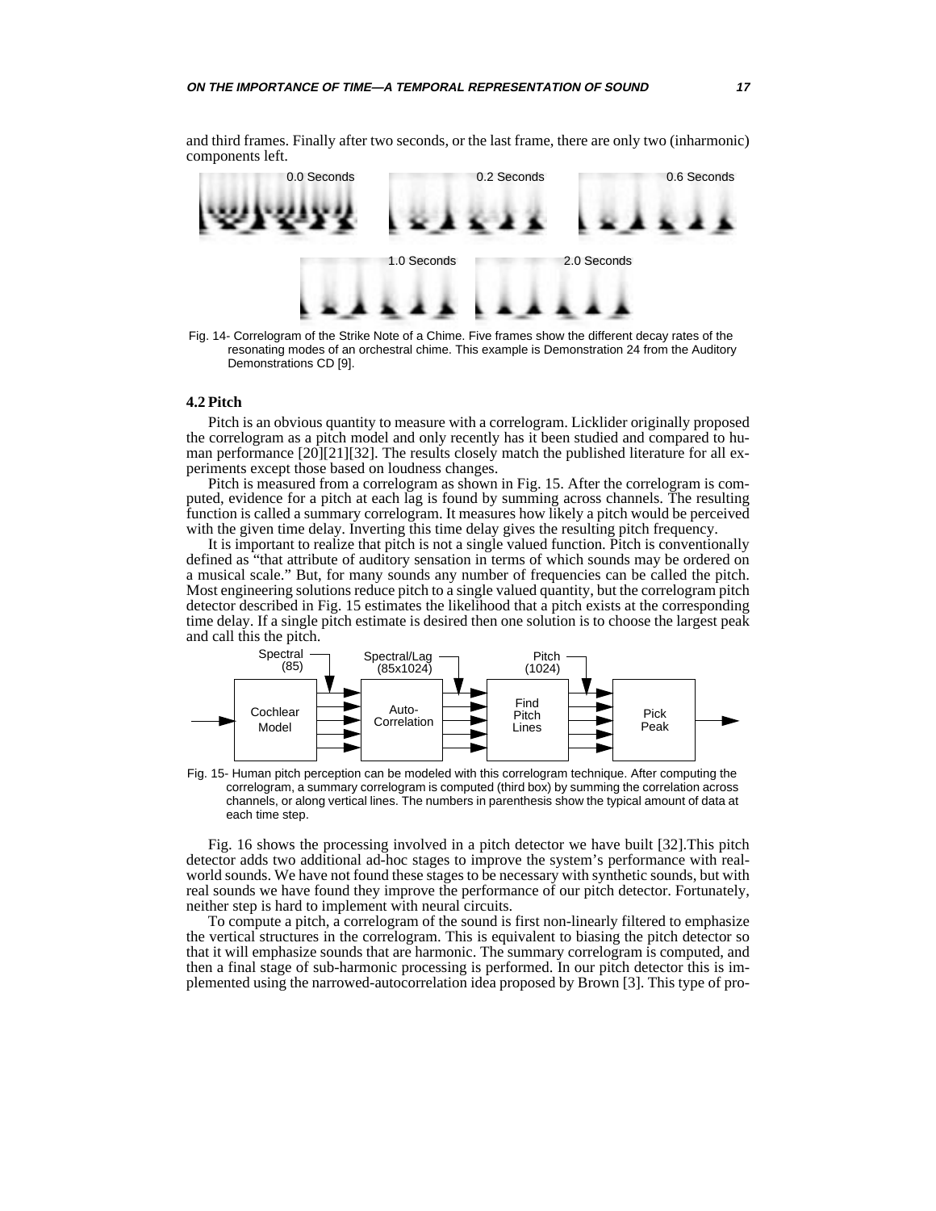and third frames. Finally after two seconds, or the last frame, there are only two (inharmonic) components left.

Fig. 14- Correlogram of the Strike Note of a Chime. Five frames show the different decay rates of the resonating modes of an orchestral chime. This example is Demonstration 24 from the Auditory Demonstrations CD [9].

### 4.2 Pitch

Pitch is an obvious quantity to measure with a correlogram. Licklider originally proposed the correlogram as a pitch model and only recently has it been studied and compared to human performance [20][21][32]. The results closely match the published literature for all experiments except those based on loudness changes.

Pitch is measured from a correlogram as shown in Fig. 15. After the correlogram is computed, evidence for a pitch at each lag is found by summing across channels. The resulting function is called a summary correlogram. It measures how likely a pitch would be perceived with the given time delay. Inverting this time delay gives the resulting pitch frequency.

It is important to realize that pitch is not a single valued function. Pitch is conventionally defined as "that attribute of auditory sensation in terms of which sounds may be ordered on a musical scale." But, for many sounds any number of frequencies can be called the pitch. Most engineering solutions reduce pitch to a single valued quantity, but the correlogram pitch detector described in Fig. 15 estimates the likelihood that a pitch exists at the corresponding time delay. If a single pitch estimate is desired then one solution is to choose the largest peak and call this the pitch.

Fig. 15- Human pitch perception can be modeled with this correlogram technique. After computing the correlogram, a summary correlogram is computed (third box) by summing the correlation across channels, or along vertical lines. The numbers in parenthesis show the typical amount of data at each time step.

Fig. 16 shows the processing involved in a pitch detector we have built [32].This pitch detector adds two additional ad-hoc stages to improve the system's performance with real-world sounds. We have not found these stages to be necessary with synthetic sounds, but with real sounds we have found they improve the performance of our pitch detector. Fortunately, neither step is hard to implement with neural circuits.

To compute a pitch, a correlogram of the sound is first non-linearly filtered to emphasize the vertical structures in the correlogram. This is equivalent to biasing the pitch detector so that it will emphasize sounds that are harmonic. The summary correlogram is computed, and then a final stage of sub-harmonic processing is performed. In our pitch detector this is implemented using the narrowed-autocorrelation idea proposed by Brown [3]. This type of pro-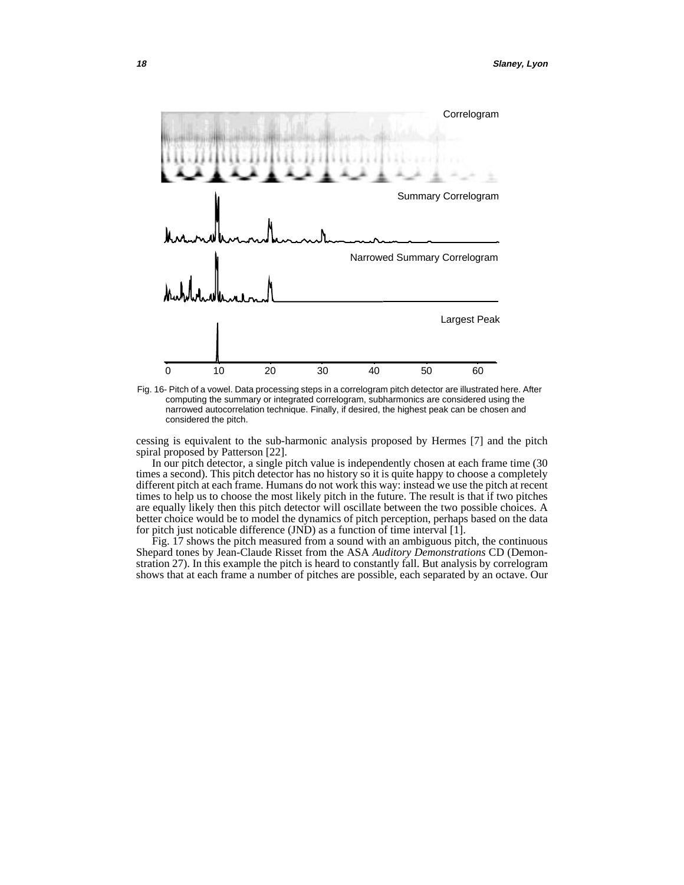Fig. 16- Pitch of a vowel. Data processing steps in a correlogram pitch detector are illustrated here. After computing the summary or integrated correlogram, subharmonics are considered using the narrowed autocorrelation technique. Finally, if desired, the highest peak can be chosen and considered the pitch.

cessing is equivalent to the sub-harmonic analysis proposed by Hermes [7] and the pitch spiral proposed by Patterson [22].

In our pitch detector, a single pitch value is independently chosen at each frame time (30 times a second). This pitch detector has no history so it is quite happy to choose a completely different pitch at each frame. Humans do not work this way: instead we use the pitch at recent times to help us to choose the most likely pitch in the future. The result is that if two pitches are equally likely then this pitch detector will oscillate between the two possible choices. A better choice would be to model the dynamics of pitch perception, perhaps based on the data for pitch just noticable difference (JND) as a function of time interval [1].

Fig. 17 shows the pitch measured from a sound with an ambiguous pitch, the continuous Shepard tones by Jean-Claude Risset from the ASA *Auditory Demonstrations* CD (Demonstration 27). In this example the pitch is heard to constantly fall. But analysis by correlogram shows that at each frame a number of pitches are possible, each separated by an octave. Our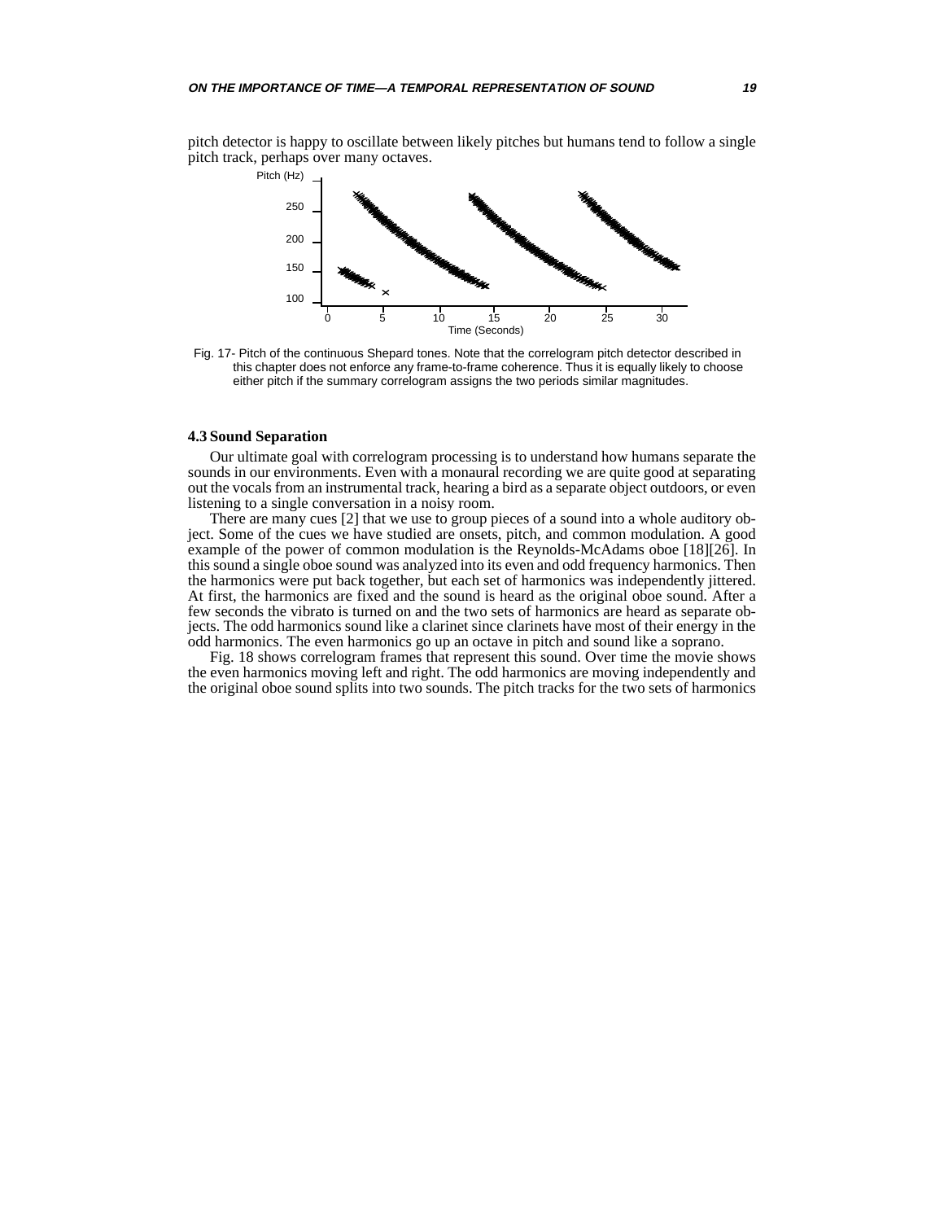pitch detector is happy to oscillate between likely pitches but humans tend to follow a single pitch track, perhaps over many octaves.

Fig. 17- Pitch of the continuous Shepard tones. Note that the correlogram pitch detector described in this chapter does not enforce any frame-to-frame coherence. Thus it is equally likely to choose either pitch if the summary correlogram assigns the two periods similar magnitudes.

### 4.3 Sound Separation

Our ultimate goal with correlogram processing is to understand how humans separate the sounds in our environments. Even with a monaural recording we are quite good at separating out the vocals from an instrumental track, hearing a bird as a separate object outdoors, or even listening to a single conversation in a noisy room.

There are many cues [2] that we use to group pieces of a sound into a whole auditory object. Some of the cues we have studied are onsets, pitch, and common modulation. A good example of the power of common modulation is the Reynolds-McAdams oboe [18][26]. In this sound a single oboe sound was analyzed into its even and odd frequency harmonics. Then the harmonics were put back together, but each set of harmonics was independently jittered. At first, the harmonics are fixed and the sound is heard as the original oboe sound. After a few seconds the vibrato is turned on and the two sets of harmonics are heard as separate objects. The odd harmonics sound like a clarinet since clarinets have most of their energy in the odd harmonics. The even harmonics go up an octave in pitch and sound like a soprano.

Fig. 18 shows correlogram frames that represent this sound. Over time the movie shows the even harmonics moving left and right. The odd harmonics are moving independently and the original oboe sound splits into two sounds. The pitch tracks for the two sets of harmonics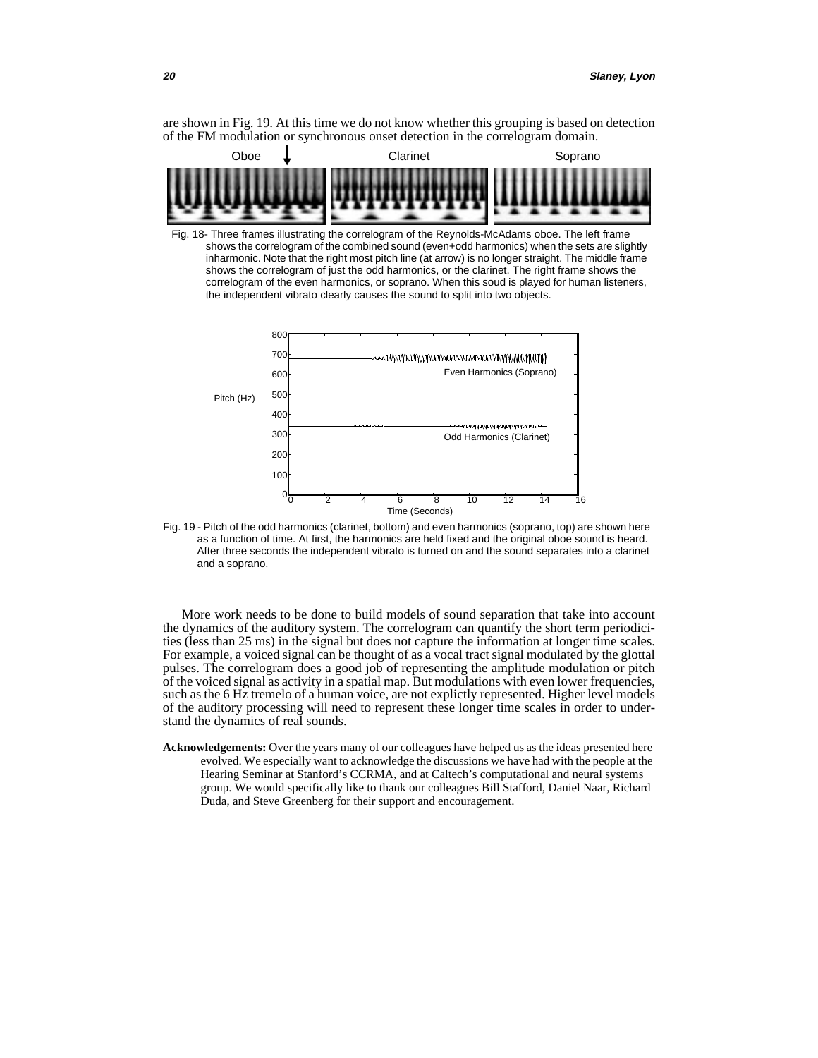are shown in Fig. 19. At this time we do not know whether this grouping is based on detection of the FM modulation or synchronous onset detection in the correlogram domain.

Fig. 18- Three frames illustrating the correlogram of the Reynolds-McAdams oboe. The left frame shows the correlogram of the combined sound (even+odd harmonics) when the sets are slightly inharmonic. Note that the right most pitch line (at arrow) is no longer straight. The middle frame shows the correlogram of just the odd harmonics, or the clarinet. The right frame shows the correlogram of the even harmonics, or soprano. When this soud is played for human listeners, the independent vibrato clearly causes the sound to split into two objects.

Fig. 19 - Pitch of the odd harmonics (clarinet, bottom) and even harmonics (soprano, top) are shown here as a function of time. At first, the harmonics are held fixed and the original oboe sound is heard. After three seconds the independent vibrato is turned on and the sound separates into a clarinet and a soprano.

More work needs to be done to build models of sound separation that take into account the dynamics of the auditory system. The correlogram can quantify the short term periodicities (less than 25 ms) in the signal but does not capture the information at longer time scales. For example, a voiced signal can be thought of as a vocal tract signal modulated by the glottal pulses. The correlogram does a good job of representing the amplitude modulation or pitch of the voiced signal as activity in a spatial map. But modulations with even lower frequencies, such as the 6 Hz tremelo of a human voice, are not explictly represented. Higher level models of the auditory processing will need to represent these longer time scales in order to understand the dynamics of real sounds.

**Acknowledgements:** Over the years many of our colleagues have helped us as the ideas presented here evolved. We especially want to acknowledge the discussions we have had with the people at the Hearing Seminar at Stanford's CCRMA, and at Caltech's computational and neural systems group. We would specifically like to thank our colleagues Bill Stafford, Daniel Naar, Richard Duda, and Steve Greenberg for their support and encouragement.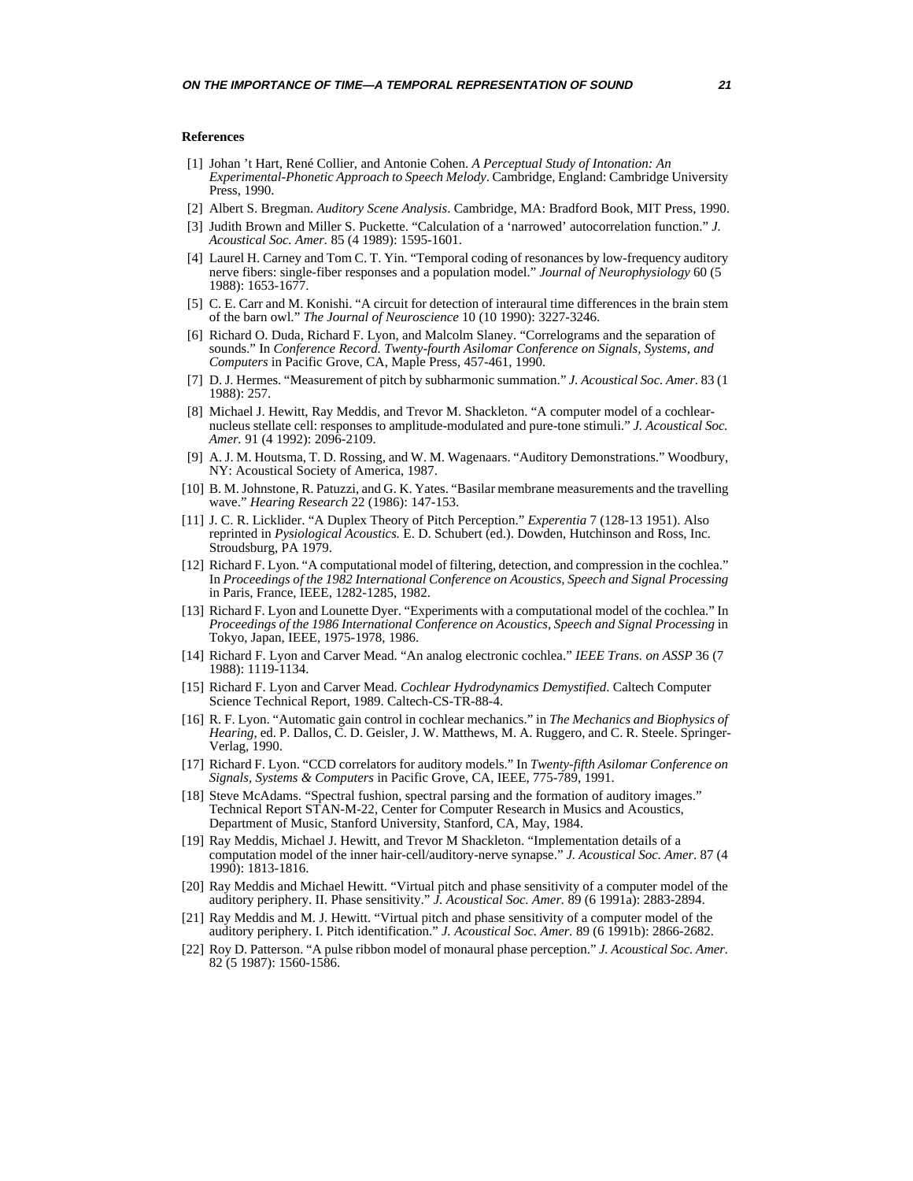### References

[1] Johan ’t Hart, René Collier, and Antonie Cohen. *A Perceptual Study of Intonation: An Experimental-Phonetic Approach to Speech Melody*. Cambridge, England: Cambridge University Press, 1990.

[2] Albert S. Bregman. *Auditory Scene Analysis*. Cambridge, MA: Bradford Book, MIT Press, 1990.

[3] Judith Brown and Miller S. Puckette. “Calculation of a ‘narrowed’ autocorrelation function.” *J. Acoustical Soc. Amer*. 85 (4 1989): 1595-1601.

[4] Laurel H. Carney and Tom C. T. Yin. “Temporal coding of resonances by low-frequency auditory nerve fibers: single-fiber responses and a population model.” *Journal of Neurophysiology* 60 (5 1988): 1653-1677.

[5] C. E. Carr and M. Konishi. “A circuit for detection of interaural time differences in the brain stem of the barn owl.” *The Journal of Neuroscience* 10 (10 1990): 3227-3246.

[6] Richard O. Duda, Richard F. Lyon, and Malcolm Slaney. “Correlograms and the separation of sounds.” In *Conference Record. Twenty-fourth Asilomar Conference on Signals, Systems, and Computers* in Pacific Grove, CA, Maple Press, 457-461, 1990.

[7] D. J. Hermes. “Measurement of pitch by subharmonic summation.” *J. Acoustical Soc. Amer*. 83 (1 1988): 257.

[8] Michael J. Hewitt, Ray Meddis, and Trevor M. Shackleton. “A computer model of a cochlear-nucleus stellate cell: responses to amplitude-modulated and pure-tone stimuli.” *J. Acoustical Soc. Amer.* 91 (4 1992): 2096-2109.

[9] A. J. M. Houtsma, T. D. Rossing, and W. M. Wagenaars. “Auditory Demonstrations.” Woodbury, NY: Acoustical Society of America, 1987.

[10] B. M. Johnstone, R. Patuzzi, and G. K. Yates. “Basilar membrane measurements and the travelling wave.” *Hearing Research* 22 (1986): 147-153.

[11] J. C. R. Licklider. “A Duplex Theory of Pitch Perception.” *Experentia* 7 (128-13 1951). Also reprinted in *Pysiological Acoustics.* E. D. Schubert (ed.). Dowden, Hutchinson and Ross, Inc. Stroudsburg, PA 1979.

[12] Richard F. Lyon. “A computational model of filtering, detection, and compression in the cochlea.” In *Proceedings of the 1982 International Conference on Acoustics, Speech and Signal Processing* in Paris, France, IEEE, 1282-1285, 1982.

[13] Richard F. Lyon and Lounette Dyer. “Experiments with a computational model of the cochlea.” In *Proceedings of the 1986 International Conference on Acoustics, Speech and Signal Processing* in Tokyo, Japan, IEEE, 1975-1978, 1986.

[14] Richard F. Lyon and Carver Mead. “An analog electronic cochlea.” *IEEE Trans. on ASSP* 36 (7 1988): 1119-1134.

[15] Richard F. Lyon and Carver Mead. *Cochlear Hydrodynamics Demystified.* Caltech Computer Science Technical Report, 1989. Caltech-CS-TR-88-4.

[16] R. F. Lyon. “Automatic gain control in cochlear mechanics.” in *The Mechanics and Biophysics of Hearing*, ed. P. Dallos, C. D. Geisler, J. W. Matthews, M. A. Ruggero, and C. R. Steele. Springer-Verlag, 1990.

[17] Richard F. Lyon. “CCD correlators for auditory models.” In *Twenty-fifth Asilomar Conference on Signals, Systems & Computers* in Pacific Grove, CA, IEEE, 775-789, 1991.

[18] Steve McAdams. “Spectral fushion, spectral parsing and the formation of auditory images.” Technical Report STAN-M-22, Center for Computer Research in Musics and Acoustics, Department of Music, Stanford University, Stanford, CA, May, 1984.

[19] Ray Meddis, Michael J. Hewitt, and Trevor M Shackleton. “Implementation details of a computation model of the inner hair-cell/auditory-nerve synapse.” *J. Acoustical Soc. Amer.* 87 (4 1990): 1813-1816.

[20] Ray Meddis and Michael Hewitt. “Virtual pitch and phase sensitivity of a computer model of the auditory periphery. II. Phase sensitivity.” *J. Acoustical Soc. Amer.* 89 (6 1991a): 2883-2894.

[21] Ray Meddis and M. J. Hewitt. “Virtual pitch and phase sensitivity of a computer model of the auditory periphery. I. Pitch identification.” *J. Acoustical Soc. Amer.* 89 (6 1991b): 2866-2682.

[22] Roy D. Patterson. “A pulse ribbon model of monaural phase perception.” *J. Acoustical Soc. Amer.* 82 (5 1987): 1560-1586.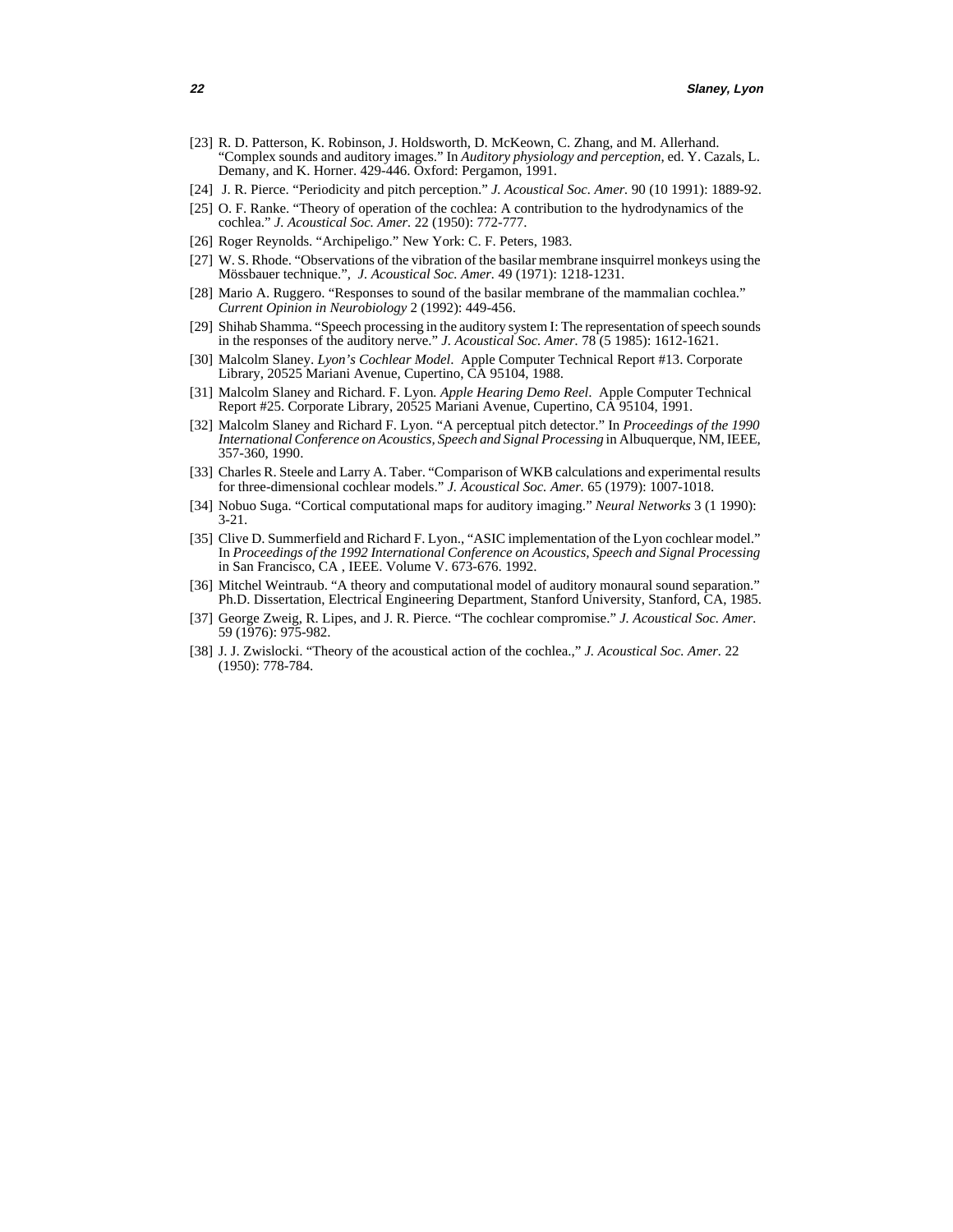[23] R. D. Patterson, K. Robinson, J. Holdsworth, D. McKeown, C. Zhang, and M. Allerhand. “Complex sounds and auditory images.” In *Auditory physiology and perception*, ed. Y. Cazals, L. Demany, and K. Horner. 429-446. Oxford: Pergamon, 1991.

[24] J. R. Pierce. “Periodicity and pitch perception.” *J. Acoustical Soc. Amer.* 90 (10 1991): 1889-92.

[25] O. F. Ranke. “Theory of operation of the cochlea: A contribution to the hydrodynamics of the cochlea.” *J. Acoustical Soc. Amer.* 22 (1950): 772-777.

[26] Roger Reynolds. “Archipeligo.” New York: C. F. Peters, 1983.

[27] W. S. Rhode. “Observations of the vibration of the basilar membrane insquirrel monkeys using the Mössbauer technique.”, *J. Acoustical Soc. Amer.* 49 (1971): 1218-1231.

[28] Mario A. Ruggero. “Responses to sound of the basilar membrane of the mammalian cochlea.” *Current Opinion in Neurobiology* 2 (1992): 449-456.

[29] Shihab Shamma. “Speech processing in the auditory system I: The representation of speech sounds in the responses of the auditory nerve.” *J. Acoustical Soc. Amer.* 78 (5 1985): 1612-1621.

[30] Malcolm Slaney. *Lyon’s Cochlear Model*. Apple Computer Technical Report #13. Corporate Library, 20525 Mariani Avenue, Cupertino, CA 95104, 1988.

[31] Malcolm Slaney and Richard. F. Lyon. *Apple Hearing Demo Reel*. Apple Computer Technical Report #25. Corporate Library, 20525 Mariani Avenue, Cupertino, CA 95104, 1991.

[32] Malcolm Slaney and Richard F. Lyon. “A perceptual pitch detector.” In *Proceedings of the 1990 International Conference on Acoustics, Speech and Signal Processing* in Albuquerque, NM, IEEE, 357-360, 1990.

[33] Charles R. Steele and Larry A. Taber. “Comparison of WKB calculations and experimental results for three-dimensional cochlear models.” *J. Acoustical Soc. Amer.* 65 (1979): 1007-1018.

[34] Nobuo Suga. “Cortical computational maps for auditory imaging.” *Neural Networks* 3 (1 1990): 3-21.

[35] Clive D. Summerfield and Richard F. Lyon., “ASIC implementation of the Lyon cochlear model.” In *Proceedings of the 1992 International Conference on Acoustics, Speech and Signal Processing* in San Francisco, CA , IEEE. Volume V. 673-676. 1992.

[36] Mitchel Weintraub. “A theory and computational model of auditory monaural sound separation.” Ph.D. Dissertation, Electrical Engineering Department, Stanford University, Stanford, CA, 1985.

[37] George Zweig, R. Lipes, and J. R. Pierce. “The cochlear compromise.” *J. Acoustical Soc. Amer.* 59 (1976): 975-982.

[38] J. J. Zwislocki. “Theory of the acoustical action of the cochlea.,” *J. Acoustical Soc. Amer.* 22 (1950): 778-784.